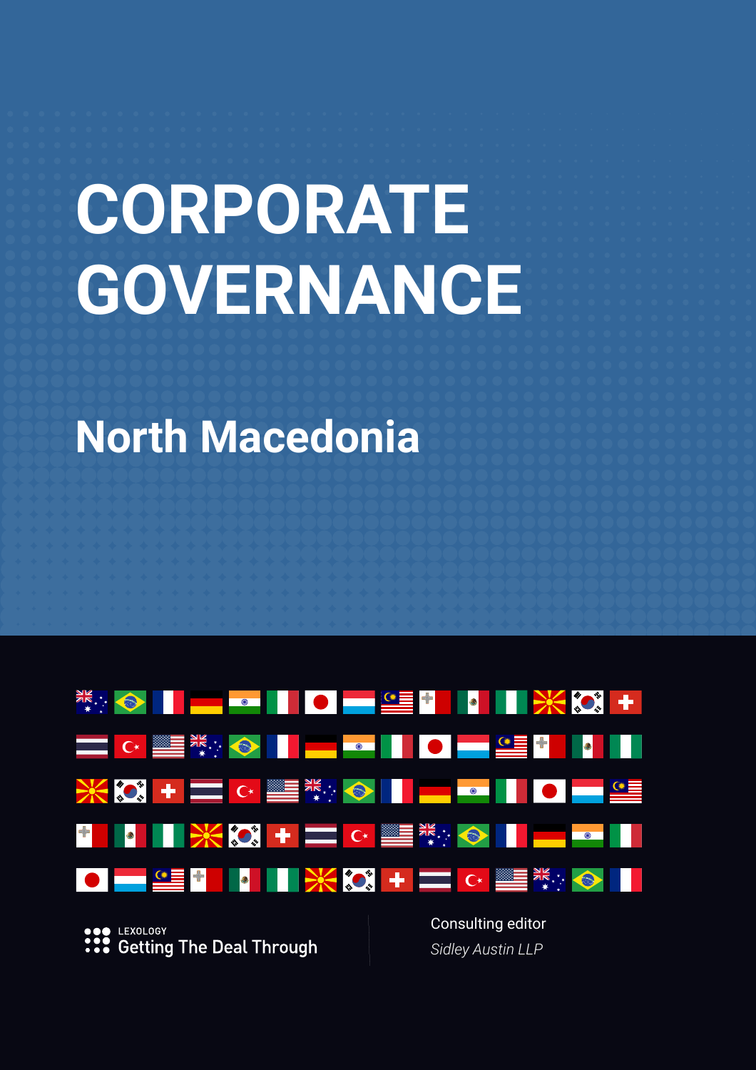# CORPORATE GOVERNANCE

## North Macedonia

LEXOLOGY
Getting The Deal Through

Consulting editor
*Sidley Austin LLP*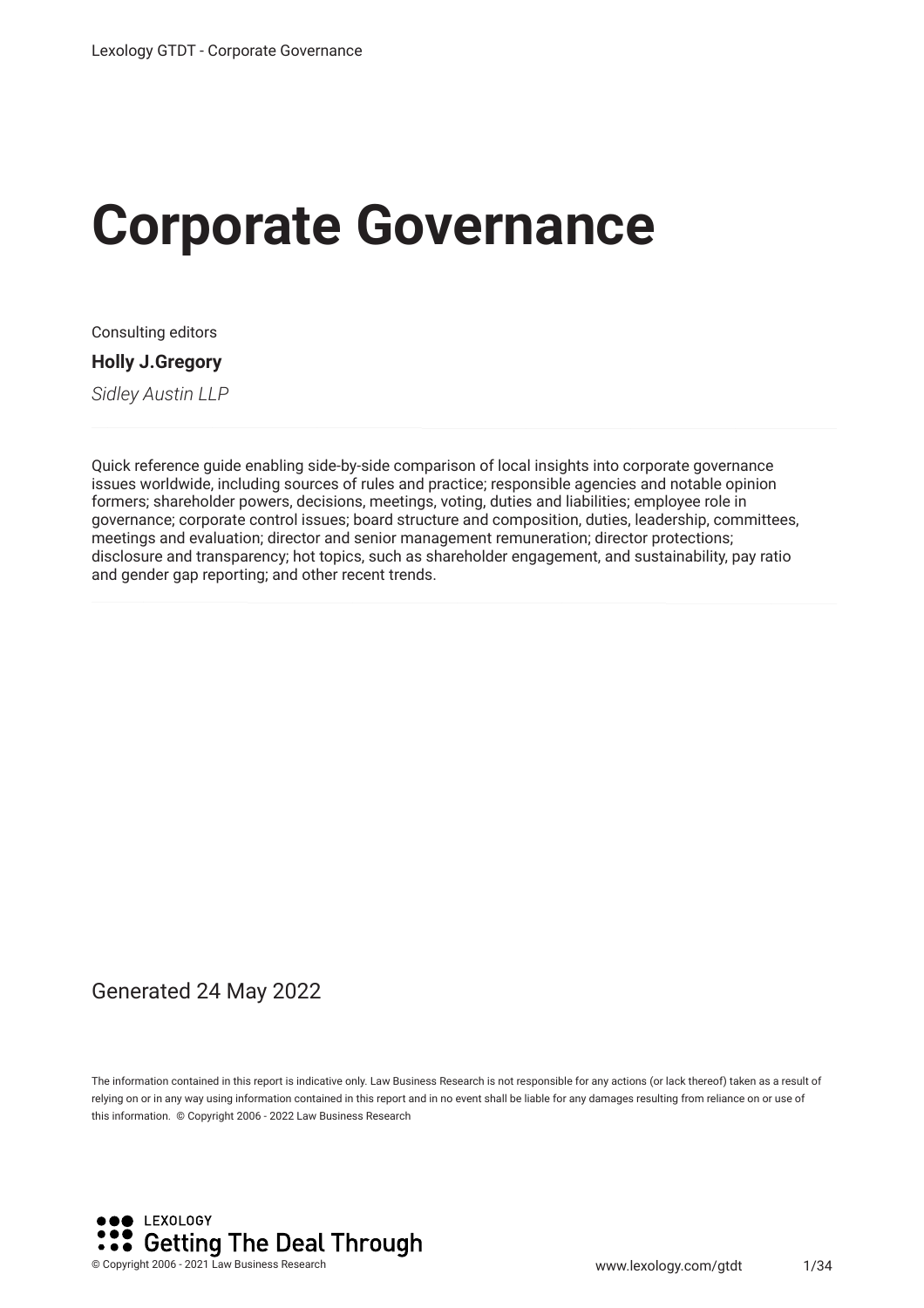# Corporate Governance

Consulting editors

**Holly J.Gregory**

*Sidley Austin LLP*

Quick reference guide enabling side-by-side comparison of local insights into corporate governance issues worldwide, including sources of rules and practice; responsible agencies and notable opinion formers; shareholder powers, decisions, meetings, voting, duties and liabilities; employee role in governance; corporate control issues; board structure and composition, duties, leadership, committees, meetings and evaluation; director and senior management remuneration; director protections; disclosure and transparency; hot topics, such as shareholder engagement, and sustainability, pay ratio and gender gap reporting; and other recent trends.

Generated 24 May 2022

The information contained in this report is indicative only. Law Business Research is not responsible for any actions (or lack thereof) taken as a result of relying on or in any way using information contained in this report and in no event shall be liable for any damages resulting from reliance on or use of this information. © Copyright 2006 - 2022 Law Business Research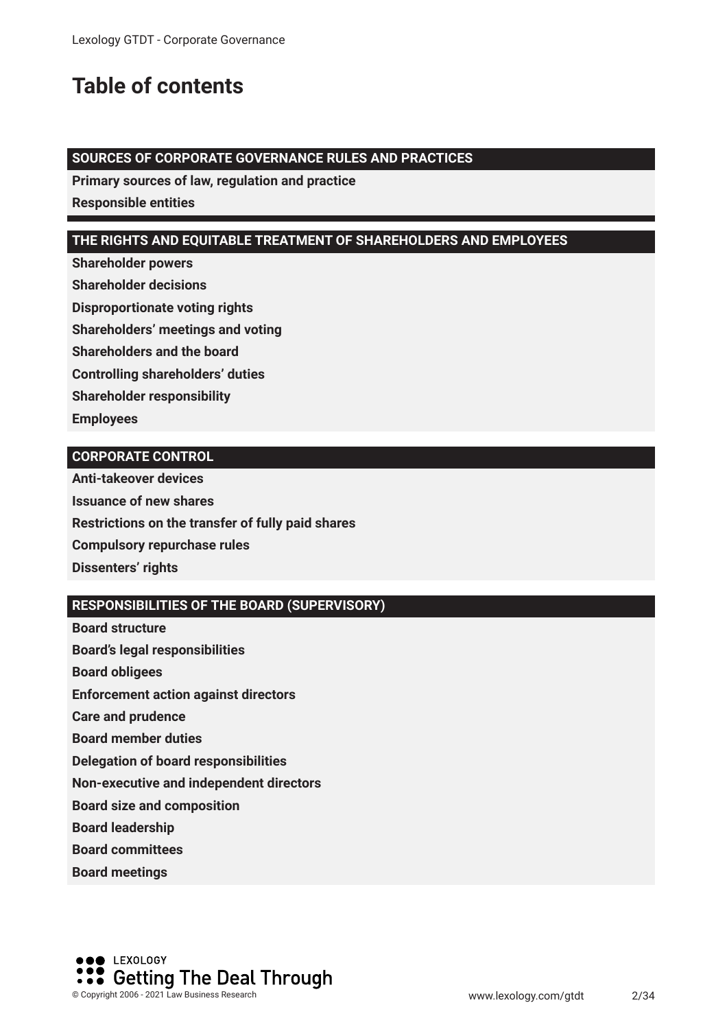# Table of contents

## SOURCES OF CORPORATE GOVERNANCE RULES AND PRACTICES

**Primary sources of law, regulation and practice**

**Responsible entities**

## THE RIGHTS AND EQUITABLE TREATMENT OF SHAREHOLDERS AND EMPLOYEES

**Shareholder powers**

**Shareholder decisions**

**Disproportionate voting rights**

**Shareholders' meetings and voting**

**Shareholders and the board**

**Controlling shareholders' duties**

**Shareholder responsibility**

**Employees**

## CORPORATE CONTROL

**Anti-takeover devices**

**Issuance of new shares**

**Restrictions on the transfer of fully paid shares**

**Compulsory repurchase rules**

**Dissenters' rights**

## RESPONSIBILITIES OF THE BOARD (SUPERVISORY)

**Board structure**

**Board's legal responsibilities**

**Board obligees**

**Enforcement action against directors**

**Care and prudence**

**Board member duties**

**Delegation of board responsibilities**

**Non-executive and independent directors**

**Board size and composition**

**Board leadership**

**Board committees**

**Board meetings**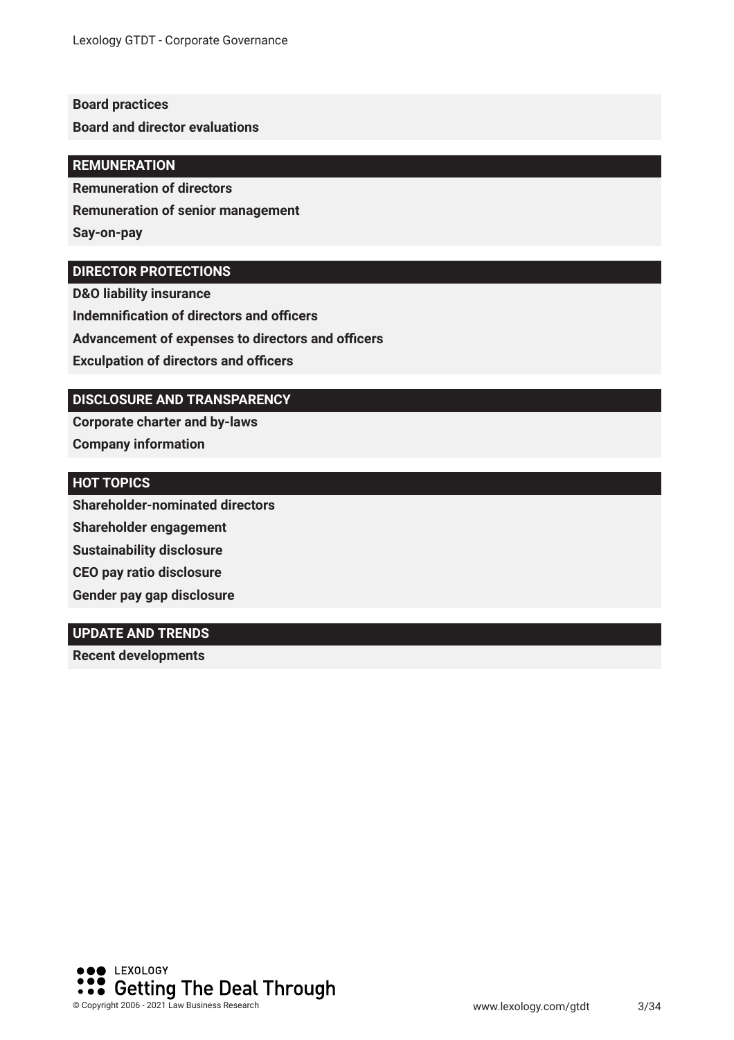**Board practices**

**Board and director evaluations**

## REMUNERATION

**Remuneration of directors**

**Remuneration of senior management**

**Say-on-pay**

## DIRECTOR PROTECTIONS

**D&O liability insurance**

**Indemnification of directors and officers**

**Advancement of expenses to directors and officers**

**Exculpation of directors and officers**

## DISCLOSURE AND TRANSPARENCY

**Corporate charter and by-laws**

**Company information**

## HOT TOPICS

**Shareholder-nominated directors**

**Shareholder engagement**

**Sustainability disclosure**

**CEO pay ratio disclosure**

**Gender pay gap disclosure**

## UPDATE AND TRENDS

**Recent developments**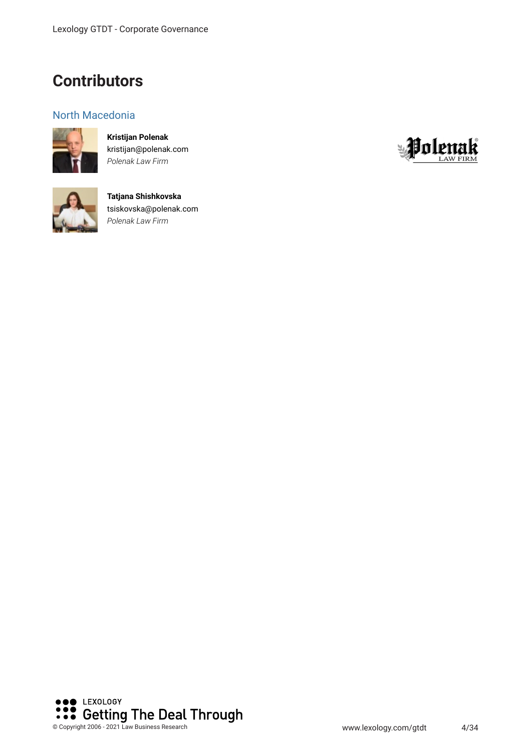# Contributors

## North Macedonia

**Kristijan Polenak**
kristijan@polenak.com
*Polenak Law Firm*

**Tatjana Shishkovska**
tsiskovska@polenak.com
*Polenak Law Firm*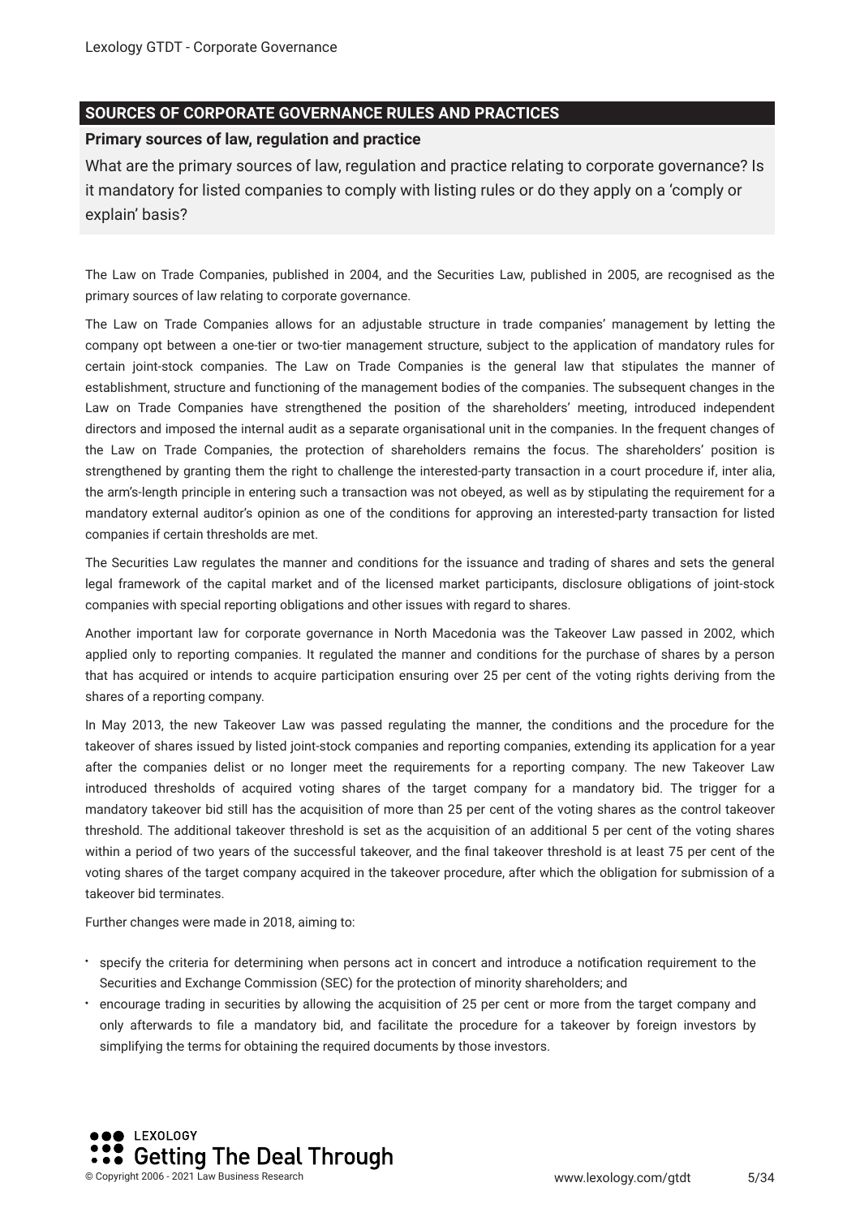## SOURCES OF CORPORATE GOVERNANCE RULES AND PRACTICES

### Primary sources of law, regulation and practice

What are the primary sources of law, regulation and practice relating to corporate governance? Is it mandatory for listed companies to comply with listing rules or do they apply on a 'comply or explain' basis?

The Law on Trade Companies, published in 2004, and the Securities Law, published in 2005, are recognised as the primary sources of law relating to corporate governance.

The Law on Trade Companies allows for an adjustable structure in trade companies' management by letting the company opt between a one-tier or two-tier management structure, subject to the application of mandatory rules for certain joint-stock companies. The Law on Trade Companies is the general law that stipulates the manner of establishment, structure and functioning of the management bodies of the companies. The subsequent changes in the Law on Trade Companies have strengthened the position of the shareholders' meeting, introduced independent directors and imposed the internal audit as a separate organisational unit in the companies. In the frequent changes of the Law on Trade Companies, the protection of shareholders remains the focus. The shareholders' position is strengthened by granting them the right to challenge the interested-party transaction in a court procedure if, inter alia, the arm's-length principle in entering such a transaction was not obeyed, as well as by stipulating the requirement for a mandatory external auditor's opinion as one of the conditions for approving an interested-party transaction for listed companies if certain thresholds are met.

The Securities Law regulates the manner and conditions for the issuance and trading of shares and sets the general legal framework of the capital market and of the licensed market participants, disclosure obligations of joint-stock companies with special reporting obligations and other issues with regard to shares.

Another important law for corporate governance in North Macedonia was the Takeover Law passed in 2002, which applied only to reporting companies. It regulated the manner and conditions for the purchase of shares by a person that has acquired or intends to acquire participation ensuring over 25 per cent of the voting rights deriving from the shares of a reporting company.

In May 2013, the new Takeover Law was passed regulating the manner, the conditions and the procedure for the takeover of shares issued by listed joint-stock companies and reporting companies, extending its application for a year after the companies delist or no longer meet the requirements for a reporting company. The new Takeover Law introduced thresholds of acquired voting shares of the target company for a mandatory bid. The trigger for a mandatory takeover bid still has the acquisition of more than 25 per cent of the voting shares as the control takeover threshold. The additional takeover threshold is set as the acquisition of an additional 5 per cent of the voting shares within a period of two years of the successful takeover, and the final takeover threshold is at least 75 per cent of the voting shares of the target company acquired in the takeover procedure, after which the obligation for submission of a takeover bid terminates.

Further changes were made in 2018, aiming to:

- specify the criteria for determining when persons act in concert and introduce a notification requirement to the Securities and Exchange Commission (SEC) for the protection of minority shareholders; and
- encourage trading in securities by allowing the acquisition of 25 per cent or more from the target company and only afterwards to file a mandatory bid, and facilitate the procedure for a takeover by foreign investors by simplifying the terms for obtaining the required documents by those investors.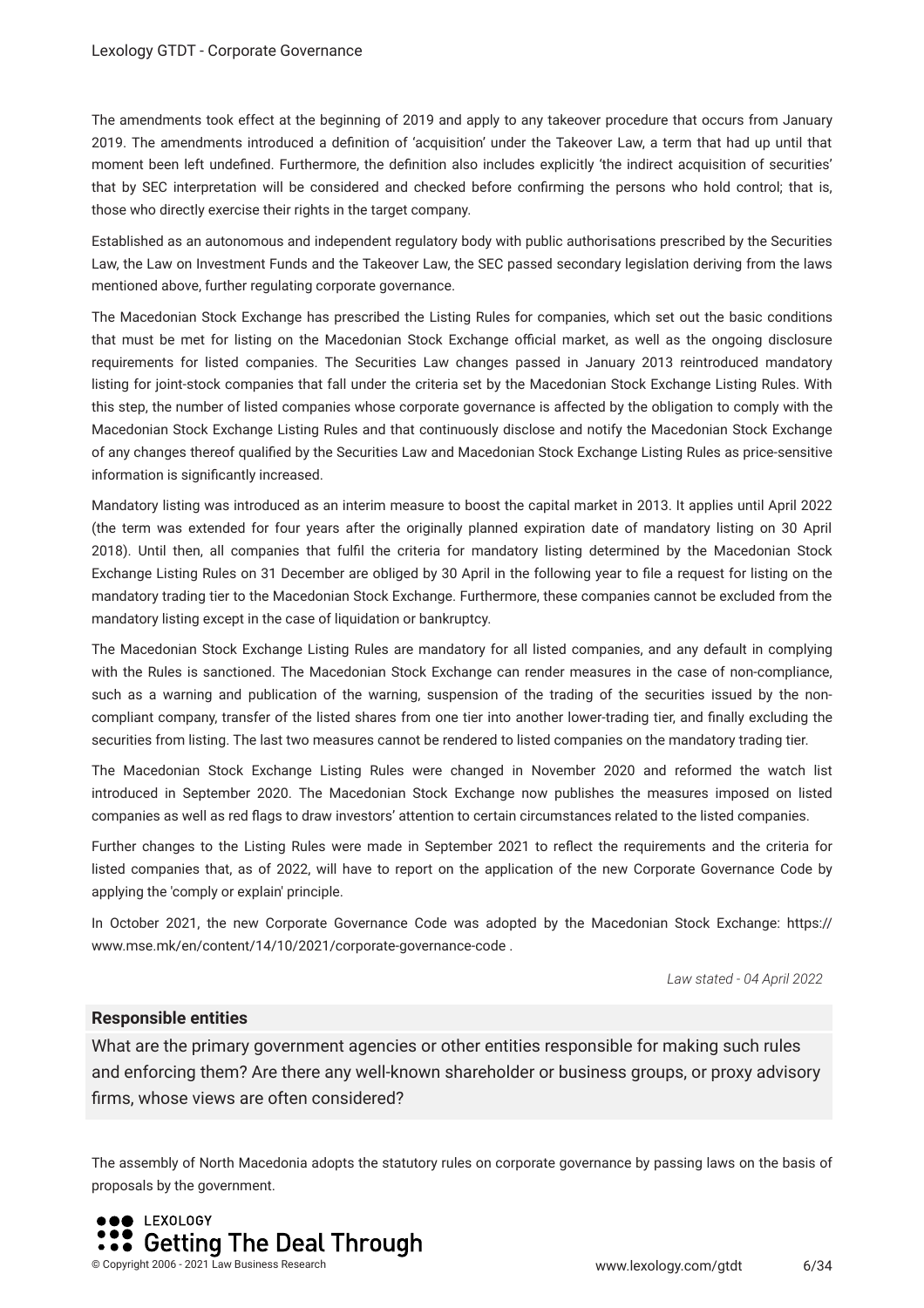The amendments took effect at the beginning of 2019 and apply to any takeover procedure that occurs from January 2019. The amendments introduced a definition of 'acquisition' under the Takeover Law, a term that had up until that moment been left undefined. Furthermore, the definition also includes explicitly 'the indirect acquisition of securities' that by SEC interpretation will be considered and checked before confirming the persons who hold control; that is, those who directly exercise their rights in the target company.

Established as an autonomous and independent regulatory body with public authorisations prescribed by the Securities Law, the Law on Investment Funds and the Takeover Law, the SEC passed secondary legislation deriving from the laws mentioned above, further regulating corporate governance.

The Macedonian Stock Exchange has prescribed the Listing Rules for companies, which set out the basic conditions that must be met for listing on the Macedonian Stock Exchange official market, as well as the ongoing disclosure requirements for listed companies. The Securities Law changes passed in January 2013 reintroduced mandatory listing for joint-stock companies that fall under the criteria set by the Macedonian Stock Exchange Listing Rules. With this step, the number of listed companies whose corporate governance is affected by the obligation to comply with the Macedonian Stock Exchange Listing Rules and that continuously disclose and notify the Macedonian Stock Exchange of any changes thereof qualified by the Securities Law and Macedonian Stock Exchange Listing Rules as price-sensitive information is significantly increased.

Mandatory listing was introduced as an interim measure to boost the capital market in 2013. It applies until April 2022 (the term was extended for four years after the originally planned expiration date of mandatory listing on 30 April 2018). Until then, all companies that fulfil the criteria for mandatory listing determined by the Macedonian Stock Exchange Listing Rules on 31 December are obliged by 30 April in the following year to file a request for listing on the mandatory trading tier to the Macedonian Stock Exchange. Furthermore, these companies cannot be excluded from the mandatory listing except in the case of liquidation or bankruptcy.

The Macedonian Stock Exchange Listing Rules are mandatory for all listed companies, and any default in complying with the Rules is sanctioned. The Macedonian Stock Exchange can render measures in the case of non-compliance, such as a warning and publication of the warning, suspension of the trading of the securities issued by the non-compliant company, transfer of the listed shares from one tier into another lower-trading tier, and finally excluding the securities from listing. The last two measures cannot be rendered to listed companies on the mandatory trading tier.

The Macedonian Stock Exchange Listing Rules were changed in November 2020 and reformed the watch list introduced in September 2020. The Macedonian Stock Exchange now publishes the measures imposed on listed companies as well as red flags to draw investors' attention to certain circumstances related to the listed companies.

Further changes to the Listing Rules were made in September 2021 to reflect the requirements and the criteria for listed companies that, as of 2022, will have to report on the application of the new Corporate Governance Code by applying the 'comply or explain' principle.

In October 2021, the new Corporate Governance Code was adopted by the Macedonian Stock Exchange: https://www.mse.mk/en/content/14/10/2021/corporate-governance-code .

*Law stated - 04 April 2022*

### Responsible entities

What are the primary government agencies or other entities responsible for making such rules and enforcing them? Are there any well-known shareholder or business groups, or proxy advisory firms, whose views are often considered?

The assembly of North Macedonia adopts the statutory rules on corporate governance by passing laws on the basis of proposals by the government.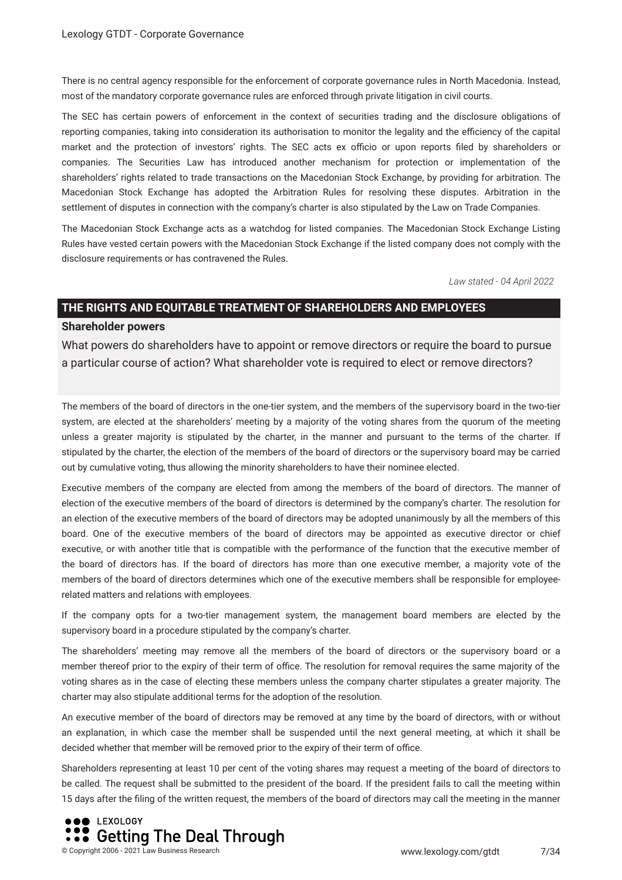There is no central agency responsible for the enforcement of corporate governance rules in North Macedonia. Instead, most of the mandatory corporate governance rules are enforced through private litigation in civil courts.

The SEC has certain powers of enforcement in the context of securities trading and the disclosure obligations of reporting companies, taking into consideration its authorisation to monitor the legality and the efficiency of the capital market and the protection of investors' rights. The SEC acts ex officio or upon reports filed by shareholders or companies. The Securities Law has introduced another mechanism for protection or implementation of the shareholders' rights related to trade transactions on the Macedonian Stock Exchange, by providing for arbitration. The Macedonian Stock Exchange has adopted the Arbitration Rules for resolving these disputes. Arbitration in the settlement of disputes in connection with the company's charter is also stipulated by the Law on Trade Companies.

The Macedonian Stock Exchange acts as a watchdog for listed companies. The Macedonian Stock Exchange Listing Rules have vested certain powers with the Macedonian Stock Exchange if the listed company does not comply with the disclosure requirements or has contravened the Rules.

*Law stated - 04 April 2022*

## THE RIGHTS AND EQUITABLE TREATMENT OF SHAREHOLDERS AND EMPLOYEES

### Shareholder powers

What powers do shareholders have to appoint or remove directors or require the board to pursue a particular course of action? What shareholder vote is required to elect or remove directors?

The members of the board of directors in the one-tier system, and the members of the supervisory board in the two-tier system, are elected at the shareholders' meeting by a majority of the voting shares from the quorum of the meeting unless a greater majority is stipulated by the charter, in the manner and pursuant to the terms of the charter. If stipulated by the charter, the election of the members of the board of directors or the supervisory board may be carried out by cumulative voting, thus allowing the minority shareholders to have their nominee elected.

Executive members of the company are elected from among the members of the board of directors. The manner of election of the executive members of the board of directors is determined by the company's charter. The resolution for an election of the executive members of the board of directors may be adopted unanimously by all the members of this board. One of the executive members of the board of directors may be appointed as executive director or chief executive, or with another title that is compatible with the performance of the function that the executive member of the board of directors has. If the board of directors has more than one executive member, a majority vote of the members of the board of directors determines which one of the executive members shall be responsible for employee-related matters and relations with employees.

If the company opts for a two-tier management system, the management board members are elected by the supervisory board in a procedure stipulated by the company's charter.

The shareholders' meeting may remove all the members of the board of directors or the supervisory board or a member thereof prior to the expiry of their term of office. The resolution for removal requires the same majority of the voting shares as in the case of electing these members unless the company charter stipulates a greater majority. The charter may also stipulate additional terms for the adoption of the resolution.

An executive member of the board of directors may be removed at any time by the board of directors, with or without an explanation, in which case the member shall be suspended until the next general meeting, at which it shall be decided whether that member will be removed prior to the expiry of their term of office.

Shareholders representing at least 10 per cent of the voting shares may request a meeting of the board of directors to be called. The request shall be submitted to the president of the board. If the president fails to call the meeting within 15 days after the filing of the written request, the members of the board of directors may call the meeting in the manner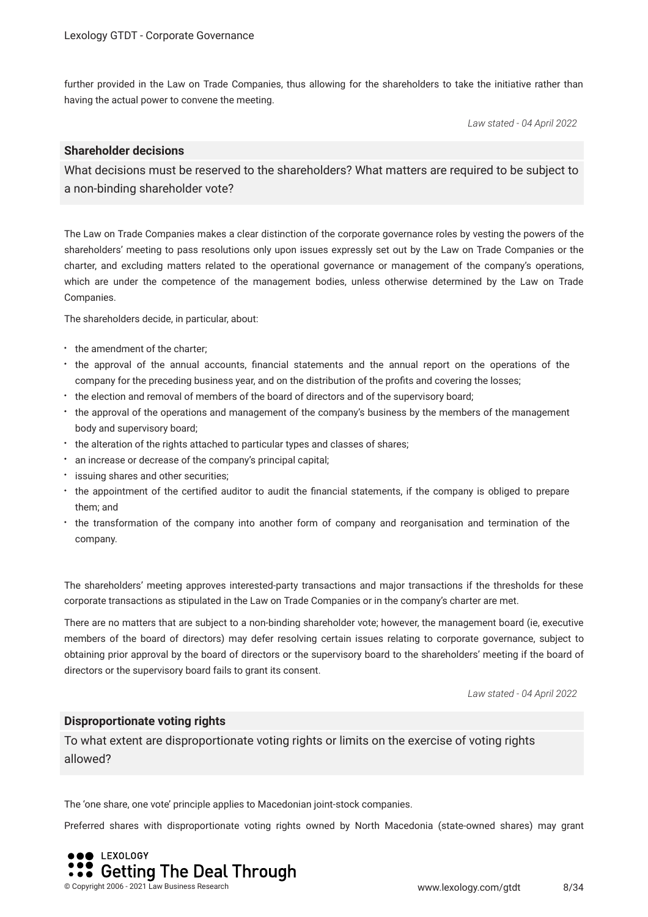further provided in the Law on Trade Companies, thus allowing for the shareholders to take the initiative rather than having the actual power to convene the meeting.

*Law stated - 04 April 2022*

### Shareholder decisions

What decisions must be reserved to the shareholders? What matters are required to be subject to a non-binding shareholder vote?

The Law on Trade Companies makes a clear distinction of the corporate governance roles by vesting the powers of the shareholders' meeting to pass resolutions only upon issues expressly set out by the Law on Trade Companies or the charter, and excluding matters related to the operational governance or management of the company's operations, which are under the competence of the management bodies, unless otherwise determined by the Law on Trade Companies.

The shareholders decide, in particular, about:

- the amendment of the charter;
- the approval of the annual accounts, financial statements and the annual report on the operations of the company for the preceding business year, and on the distribution of the profits and covering the losses;
- the election and removal of members of the board of directors and of the supervisory board;
- the approval of the operations and management of the company's business by the members of the management body and supervisory board;
- the alteration of the rights attached to particular types and classes of shares;
- an increase or decrease of the company's principal capital;
- issuing shares and other securities;
- the appointment of the certified auditor to audit the financial statements, if the company is obliged to prepare them; and
- the transformation of the company into another form of company and reorganisation and termination of the company.

The shareholders' meeting approves interested-party transactions and major transactions if the thresholds for these corporate transactions as stipulated in the Law on Trade Companies or in the company's charter are met.

There are no matters that are subject to a non-binding shareholder vote; however, the management board (ie, executive members of the board of directors) may defer resolving certain issues relating to corporate governance, subject to obtaining prior approval by the board of directors or the supervisory board to the shareholders' meeting if the board of directors or the supervisory board fails to grant its consent.

*Law stated - 04 April 2022*

### Disproportionate voting rights

To what extent are disproportionate voting rights or limits on the exercise of voting rights allowed?

The 'one share, one vote' principle applies to Macedonian joint-stock companies.

Preferred shares with disproportionate voting rights owned by North Macedonia (state-owned shares) may grant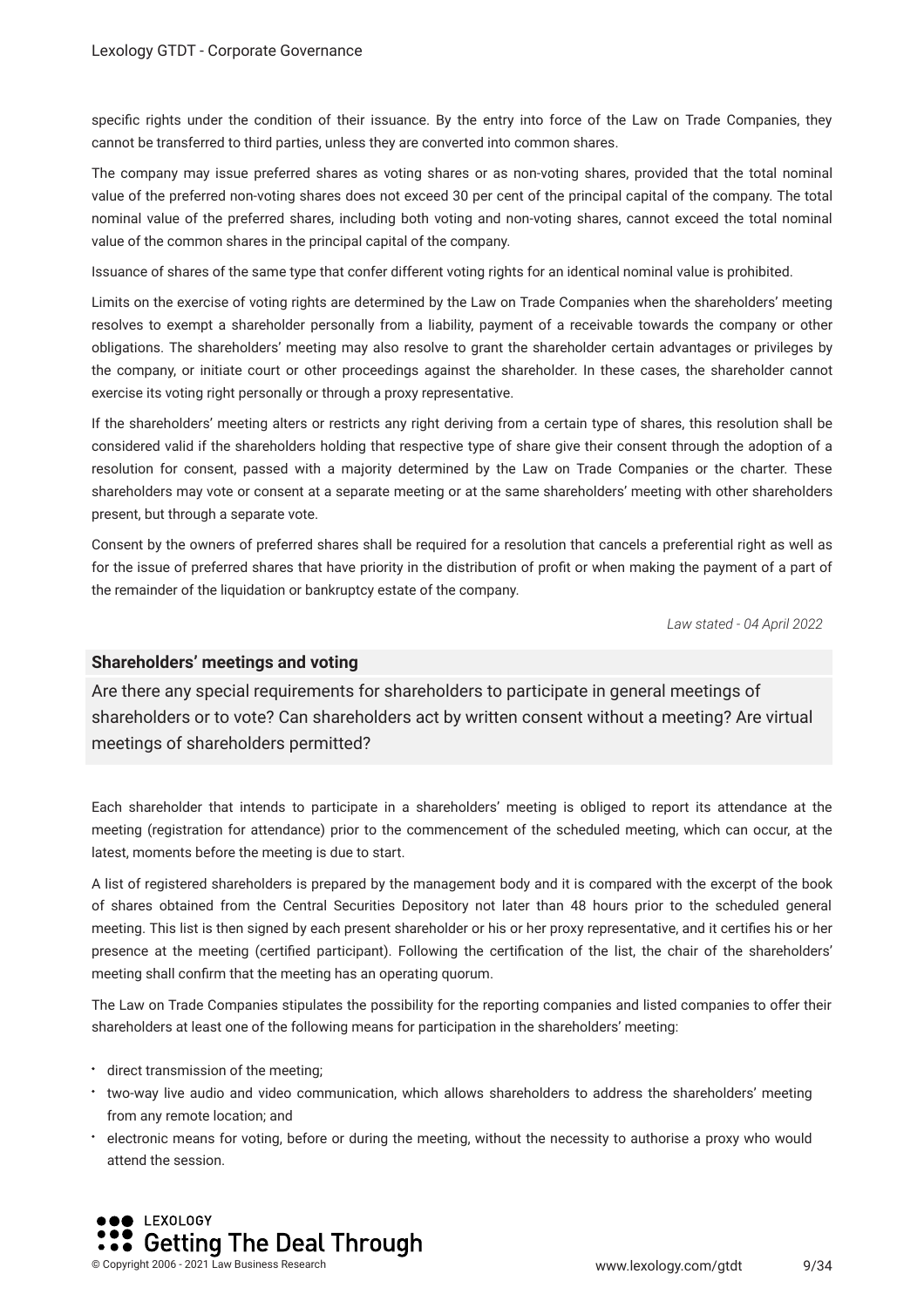specific rights under the condition of their issuance. By the entry into force of the Law on Trade Companies, they cannot be transferred to third parties, unless they are converted into common shares.

The company may issue preferred shares as voting shares or as non-voting shares, provided that the total nominal value of the preferred non-voting shares does not exceed 30 per cent of the principal capital of the company. The total nominal value of the preferred shares, including both voting and non-voting shares, cannot exceed the total nominal value of the common shares in the principal capital of the company.

Issuance of shares of the same type that confer different voting rights for an identical nominal value is prohibited.

Limits on the exercise of voting rights are determined by the Law on Trade Companies when the shareholders' meeting resolves to exempt a shareholder personally from a liability, payment of a receivable towards the company or other obligations. The shareholders' meeting may also resolve to grant the shareholder certain advantages or privileges by the company, or initiate court or other proceedings against the shareholder. In these cases, the shareholder cannot exercise its voting right personally or through a proxy representative.

If the shareholders' meeting alters or restricts any right deriving from a certain type of shares, this resolution shall be considered valid if the shareholders holding that respective type of share give their consent through the adoption of a resolution for consent, passed with a majority determined by the Law on Trade Companies or the charter. These shareholders may vote or consent at a separate meeting or at the same shareholders' meeting with other shareholders present, but through a separate vote.

Consent by the owners of preferred shares shall be required for a resolution that cancels a preferential right as well as for the issue of preferred shares that have priority in the distribution of profit or when making the payment of a part of the remainder of the liquidation or bankruptcy estate of the company.

*Law stated - 04 April 2022*

## Shareholders' meetings and voting

Are there any special requirements for shareholders to participate in general meetings of shareholders or to vote? Can shareholders act by written consent without a meeting? Are virtual meetings of shareholders permitted?

Each shareholder that intends to participate in a shareholders' meeting is obliged to report its attendance at the meeting (registration for attendance) prior to the commencement of the scheduled meeting, which can occur, at the latest, moments before the meeting is due to start.

A list of registered shareholders is prepared by the management body and it is compared with the excerpt of the book of shares obtained from the Central Securities Depository not later than 48 hours prior to the scheduled general meeting. This list is then signed by each present shareholder or his or her proxy representative, and it certifies his or her presence at the meeting (certified participant). Following the certification of the list, the chair of the shareholders' meeting shall confirm that the meeting has an operating quorum.

The Law on Trade Companies stipulates the possibility for the reporting companies and listed companies to offer their shareholders at least one of the following means for participation in the shareholders' meeting:

- direct transmission of the meeting;
- two-way live audio and video communication, which allows shareholders to address the shareholders' meeting from any remote location; and
- electronic means for voting, before or during the meeting, without the necessity to authorise a proxy who would attend the session.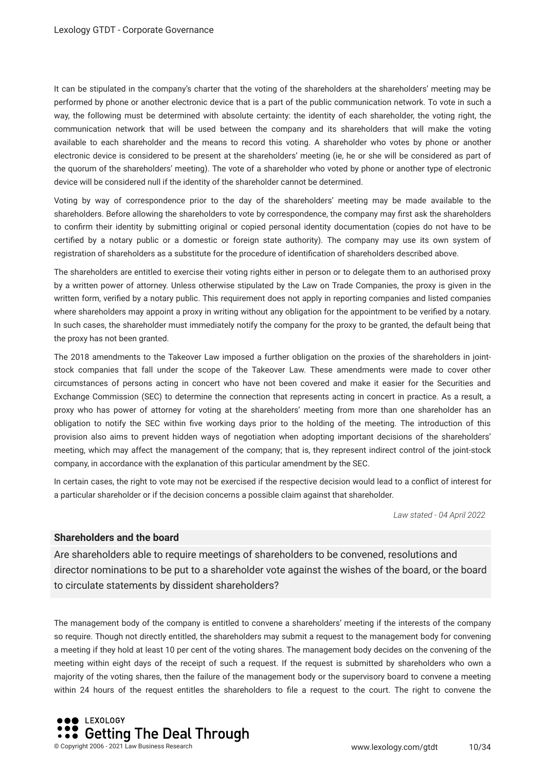It can be stipulated in the company's charter that the voting of the shareholders at the shareholders' meeting may be performed by phone or another electronic device that is a part of the public communication network. To vote in such a way, the following must be determined with absolute certainty: the identity of each shareholder, the voting right, the communication network that will be used between the company and its shareholders that will make the voting available to each shareholder and the means to record this voting. A shareholder who votes by phone or another electronic device is considered to be present at the shareholders' meeting (ie, he or she will be considered as part of the quorum of the shareholders' meeting). The vote of a shareholder who voted by phone or another type of electronic device will be considered null if the identity of the shareholder cannot be determined.

Voting by way of correspondence prior to the day of the shareholders' meeting may be made available to the shareholders. Before allowing the shareholders to vote by correspondence, the company may first ask the shareholders to confirm their identity by submitting original or copied personal identity documentation (copies do not have to be certified by a notary public or a domestic or foreign state authority). The company may use its own system of registration of shareholders as a substitute for the procedure of identification of shareholders described above.

The shareholders are entitled to exercise their voting rights either in person or to delegate them to an authorised proxy by a written power of attorney. Unless otherwise stipulated by the Law on Trade Companies, the proxy is given in the written form, verified by a notary public. This requirement does not apply in reporting companies and listed companies where shareholders may appoint a proxy in writing without any obligation for the appointment to be verified by a notary. In such cases, the shareholder must immediately notify the company for the proxy to be granted, the default being that the proxy has not been granted.

The 2018 amendments to the Takeover Law imposed a further obligation on the proxies of the shareholders in joint-stock companies that fall under the scope of the Takeover Law. These amendments were made to cover other circumstances of persons acting in concert who have not been covered and make it easier for the Securities and Exchange Commission (SEC) to determine the connection that represents acting in concert in practice. As a result, a proxy who has power of attorney for voting at the shareholders' meeting from more than one shareholder has an obligation to notify the SEC within five working days prior to the holding of the meeting. The introduction of this provision also aims to prevent hidden ways of negotiation when adopting important decisions of the shareholders' meeting, which may affect the management of the company; that is, they represent indirect control of the joint-stock company, in accordance with the explanation of this particular amendment by the SEC.

In certain cases, the right to vote may not be exercised if the respective decision would lead to a conflict of interest for a particular shareholder or if the decision concerns a possible claim against that shareholder.

*Law stated - 04 April 2022*

### Shareholders and the board

Are shareholders able to require meetings of shareholders to be convened, resolutions and director nominations to be put to a shareholder vote against the wishes of the board, or the board to circulate statements by dissident shareholders?

The management body of the company is entitled to convene a shareholders' meeting if the interests of the company so require. Though not directly entitled, the shareholders may submit a request to the management body for convening a meeting if they hold at least 10 per cent of the voting shares. The management body decides on the convening of the meeting within eight days of the receipt of such a request. If the request is submitted by shareholders who own a majority of the voting shares, then the failure of the management body or the supervisory board to convene a meeting within 24 hours of the request entitles the shareholders to file a request to the court. The right to convene the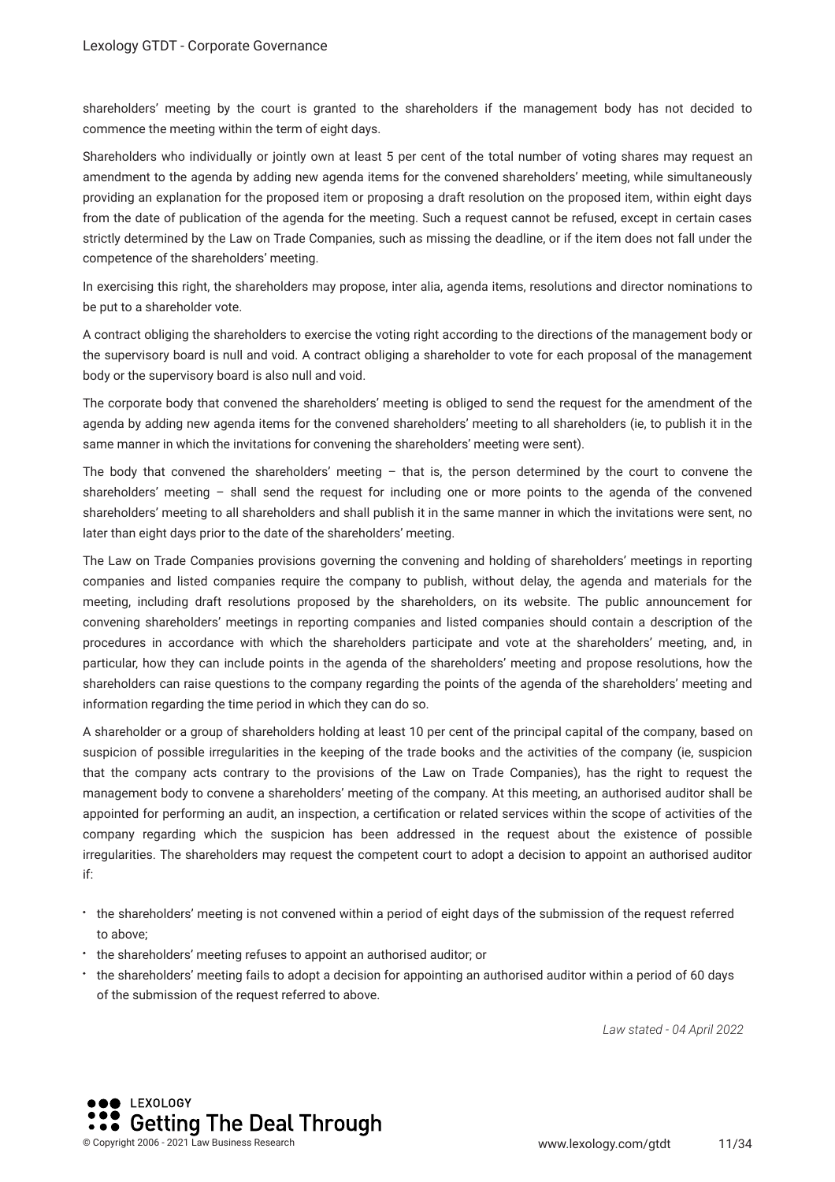shareholders' meeting by the court is granted to the shareholders if the management body has not decided to commence the meeting within the term of eight days.

Shareholders who individually or jointly own at least 5 per cent of the total number of voting shares may request an amendment to the agenda by adding new agenda items for the convened shareholders' meeting, while simultaneously providing an explanation for the proposed item or proposing a draft resolution on the proposed item, within eight days from the date of publication of the agenda for the meeting. Such a request cannot be refused, except in certain cases strictly determined by the Law on Trade Companies, such as missing the deadline, or if the item does not fall under the competence of the shareholders' meeting.

In exercising this right, the shareholders may propose, inter alia, agenda items, resolutions and director nominations to be put to a shareholder vote.

A contract obliging the shareholders to exercise the voting right according to the directions of the management body or the supervisory board is null and void. A contract obliging a shareholder to vote for each proposal of the management body or the supervisory board is also null and void.

The corporate body that convened the shareholders' meeting is obliged to send the request for the amendment of the agenda by adding new agenda items for the convened shareholders' meeting to all shareholders (ie, to publish it in the same manner in which the invitations for convening the shareholders' meeting were sent).

The body that convened the shareholders' meeting – that is, the person determined by the court to convene the shareholders' meeting – shall send the request for including one or more points to the agenda of the convened shareholders' meeting to all shareholders and shall publish it in the same manner in which the invitations were sent, no later than eight days prior to the date of the shareholders' meeting.

The Law on Trade Companies provisions governing the convening and holding of shareholders' meetings in reporting companies and listed companies require the company to publish, without delay, the agenda and materials for the meeting, including draft resolutions proposed by the shareholders, on its website. The public announcement for convening shareholders' meetings in reporting companies and listed companies should contain a description of the procedures in accordance with which the shareholders participate and vote at the shareholders' meeting, and, in particular, how they can include points in the agenda of the shareholders' meeting and propose resolutions, how the shareholders can raise questions to the company regarding the points of the agenda of the shareholders' meeting and information regarding the time period in which they can do so.

A shareholder or a group of shareholders holding at least 10 per cent of the principal capital of the company, based on suspicion of possible irregularities in the keeping of the trade books and the activities of the company (ie, suspicion that the company acts contrary to the provisions of the Law on Trade Companies), has the right to request the management body to convene a shareholders' meeting of the company. At this meeting, an authorised auditor shall be appointed for performing an audit, an inspection, a certification or related services within the scope of activities of the company regarding which the suspicion has been addressed in the request about the existence of possible irregularities. The shareholders may request the competent court to adopt a decision to appoint an authorised auditor if:

- the shareholders' meeting is not convened within a period of eight days of the submission of the request referred to above;
- the shareholders' meeting refuses to appoint an authorised auditor; or
- the shareholders' meeting fails to adopt a decision for appointing an authorised auditor within a period of 60 days of the submission of the request referred to above.

*Law stated - 04 April 2022*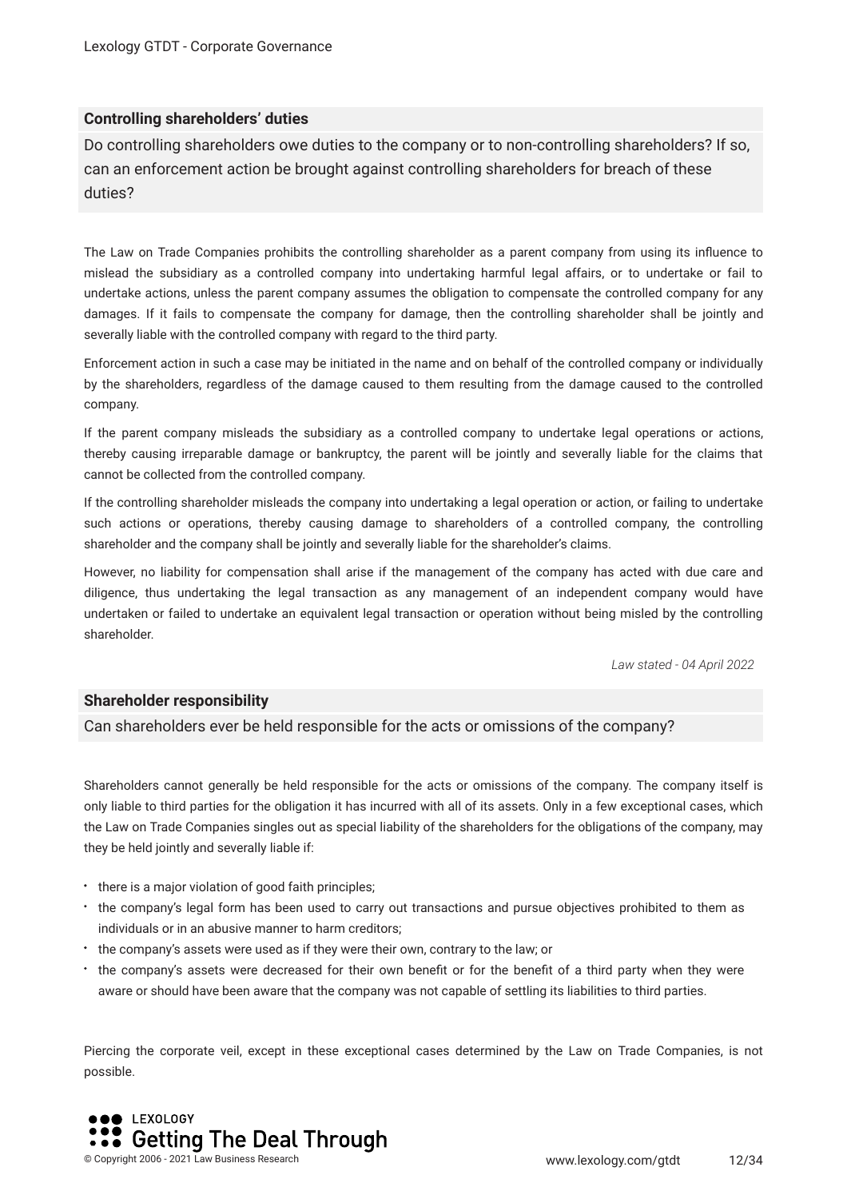### Controlling shareholders' duties

Do controlling shareholders owe duties to the company or to non-controlling shareholders? If so, can an enforcement action be brought against controlling shareholders for breach of these duties?

The Law on Trade Companies prohibits the controlling shareholder as a parent company from using its influence to mislead the subsidiary as a controlled company into undertaking harmful legal affairs, or to undertake or fail to undertake actions, unless the parent company assumes the obligation to compensate the controlled company for any damages. If it fails to compensate the company for damage, then the controlling shareholder shall be jointly and severally liable with the controlled company with regard to the third party.

Enforcement action in such a case may be initiated in the name and on behalf of the controlled company or individually by the shareholders, regardless of the damage caused to them resulting from the damage caused to the controlled company.

If the parent company misleads the subsidiary as a controlled company to undertake legal operations or actions, thereby causing irreparable damage or bankruptcy, the parent will be jointly and severally liable for the claims that cannot be collected from the controlled company.

If the controlling shareholder misleads the company into undertaking a legal operation or action, or failing to undertake such actions or operations, thereby causing damage to shareholders of a controlled company, the controlling shareholder and the company shall be jointly and severally liable for the shareholder's claims.

However, no liability for compensation shall arise if the management of the company has acted with due care and diligence, thus undertaking the legal transaction as any management of an independent company would have undertaken or failed to undertake an equivalent legal transaction or operation without being misled by the controlling shareholder.

*Law stated - 04 April 2022*

### Shareholder responsibility

Can shareholders ever be held responsible for the acts or omissions of the company?

Shareholders cannot generally be held responsible for the acts or omissions of the company. The company itself is only liable to third parties for the obligation it has incurred with all of its assets. Only in a few exceptional cases, which the Law on Trade Companies singles out as special liability of the shareholders for the obligations of the company, may they be held jointly and severally liable if:

- there is a major violation of good faith principles;
- the company's legal form has been used to carry out transactions and pursue objectives prohibited to them as individuals or in an abusive manner to harm creditors;
- the company's assets were used as if they were their own, contrary to the law; or
- the company's assets were decreased for their own benefit or for the benefit of a third party when they were aware or should have been aware that the company was not capable of settling its liabilities to third parties.

Piercing the corporate veil, except in these exceptional cases determined by the Law on Trade Companies, is not possible.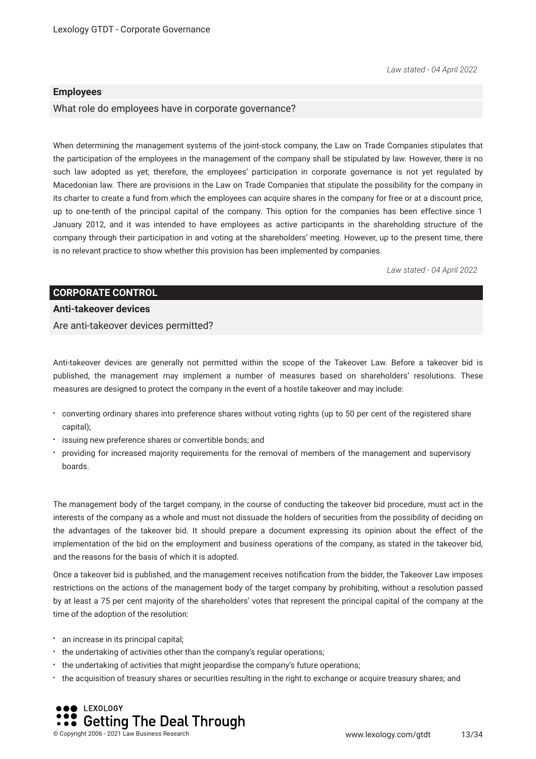*Law stated - 04 April 2022*

### Employees

What role do employees have in corporate governance?

When determining the management systems of the joint-stock company, the Law on Trade Companies stipulates that the participation of the employees in the management of the company shall be stipulated by law. However, there is no such law adopted as yet; therefore, the employees' participation in corporate governance is not yet regulated by Macedonian law. There are provisions in the Law on Trade Companies that stipulate the possibility for the company in its charter to create a fund from which the employees can acquire shares in the company for free or at a discount price, up to one-tenth of the principal capital of the company. This option for the companies has been effective since 1 January 2012, and it was intended to have employees as active participants in the shareholding structure of the company through their participation in and voting at the shareholders' meeting. However, up to the present time, there is no relevant practice to show whether this provision has been implemented by companies.

*Law stated - 04 April 2022*

## CORPORATE CONTROL

### Anti-takeover devices

Are anti-takeover devices permitted?

Anti-takeover devices are generally not permitted within the scope of the Takeover Law. Before a takeover bid is published, the management may implement a number of measures based on shareholders' resolutions. These measures are designed to protect the company in the event of a hostile takeover and may include:

- converting ordinary shares into preference shares without voting rights (up to 50 per cent of the registered share capital);
- issuing new preference shares or convertible bonds; and
- providing for increased majority requirements for the removal of members of the management and supervisory boards.

The management body of the target company, in the course of conducting the takeover bid procedure, must act in the interests of the company as a whole and must not dissuade the holders of securities from the possibility of deciding on the advantages of the takeover bid. It should prepare a document expressing its opinion about the effect of the implementation of the bid on the employment and business operations of the company, as stated in the takeover bid, and the reasons for the basis of which it is adopted.

Once a takeover bid is published, and the management receives notification from the bidder, the Takeover Law imposes restrictions on the actions of the management body of the target company by prohibiting, without a resolution passed by at least a 75 per cent majority of the shareholders' votes that represent the principal capital of the company at the time of the adoption of the resolution:

- an increase in its principal capital;
- the undertaking of activities other than the company's regular operations;
- the undertaking of activities that might jeopardise the company's future operations;
- the acquisition of treasury shares or securities resulting in the right to exchange or acquire treasury shares; and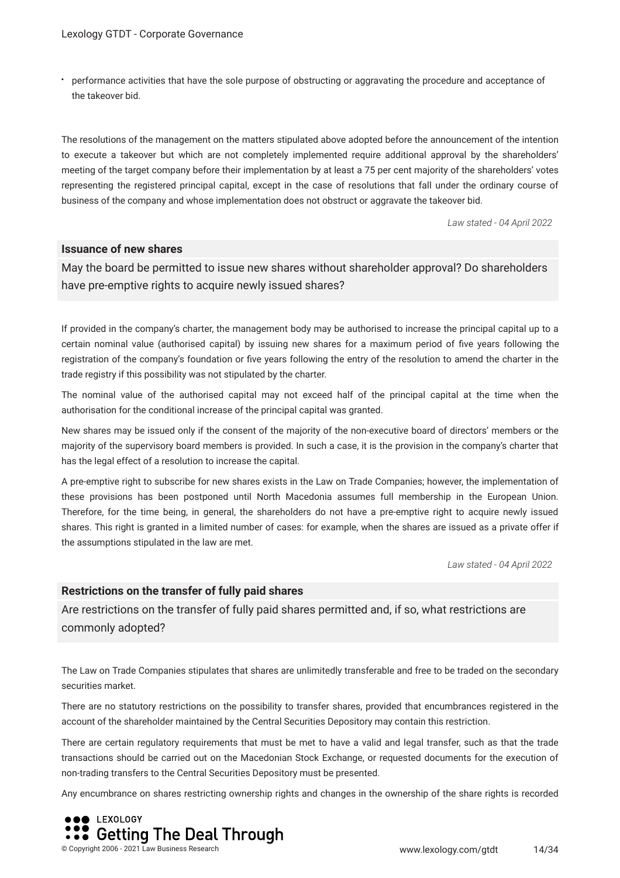- performance activities that have the sole purpose of obstructing or aggravating the procedure and acceptance of the takeover bid.

The resolutions of the management on the matters stipulated above adopted before the announcement of the intention to execute a takeover but which are not completely implemented require additional approval by the shareholders' meeting of the target company before their implementation by at least a 75 per cent majority of the shareholders' votes representing the registered principal capital, except in the case of resolutions that fall under the ordinary course of business of the company and whose implementation does not obstruct or aggravate the takeover bid.

*Law stated - 04 April 2022*

### Issuance of new shares

May the board be permitted to issue new shares without shareholder approval? Do shareholders have pre-emptive rights to acquire newly issued shares?

If provided in the company's charter, the management body may be authorised to increase the principal capital up to a certain nominal value (authorised capital) by issuing new shares for a maximum period of five years following the registration of the company's foundation or five years following the entry of the resolution to amend the charter in the trade registry if this possibility was not stipulated by the charter.

The nominal value of the authorised capital may not exceed half of the principal capital at the time when the authorisation for the conditional increase of the principal capital was granted.

New shares may be issued only if the consent of the majority of the non-executive board of directors' members or the majority of the supervisory board members is provided. In such a case, it is the provision in the company's charter that has the legal effect of a resolution to increase the capital.

A pre-emptive right to subscribe for new shares exists in the Law on Trade Companies; however, the implementation of these provisions has been postponed until North Macedonia assumes full membership in the European Union. Therefore, for the time being, in general, the shareholders do not have a pre-emptive right to acquire newly issued shares. This right is granted in a limited number of cases: for example, when the shares are issued as a private offer if the assumptions stipulated in the law are met.

*Law stated - 04 April 2022*

### Restrictions on the transfer of fully paid shares

Are restrictions on the transfer of fully paid shares permitted and, if so, what restrictions are commonly adopted?

The Law on Trade Companies stipulates that shares are unlimitedly transferable and free to be traded on the secondary securities market.

There are no statutory restrictions on the possibility to transfer shares, provided that encumbrances registered in the account of the shareholder maintained by the Central Securities Depository may contain this restriction.

There are certain regulatory requirements that must be met to have a valid and legal transfer, such as that the trade transactions should be carried out on the Macedonian Stock Exchange, or requested documents for the execution of non-trading transfers to the Central Securities Depository must be presented.

Any encumbrance on shares restricting ownership rights and changes in the ownership of the share rights is recorded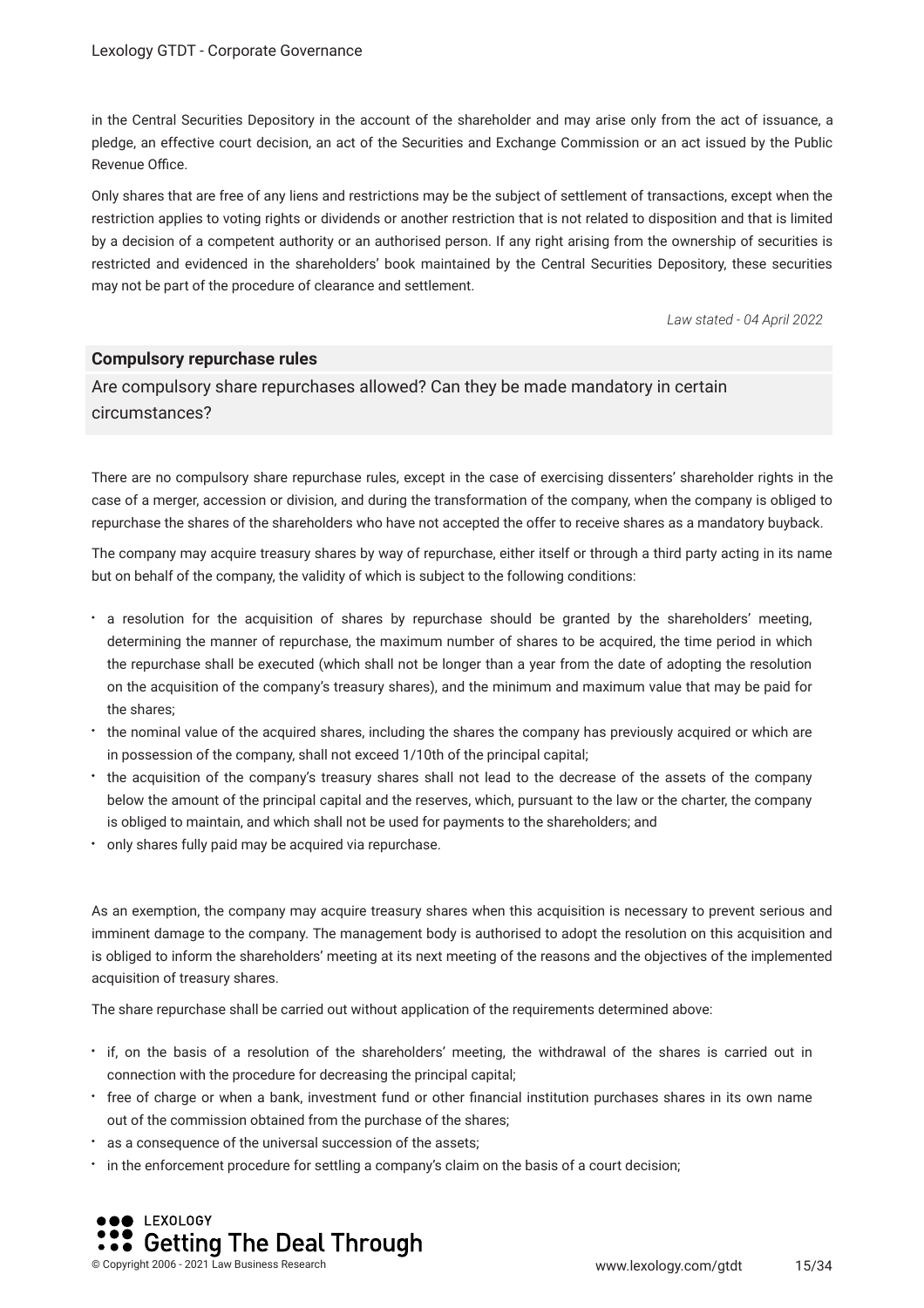in the Central Securities Depository in the account of the shareholder and may arise only from the act of issuance, a pledge, an effective court decision, an act of the Securities and Exchange Commission or an act issued by the Public Revenue Office.

Only shares that are free of any liens and restrictions may be the subject of settlement of transactions, except when the restriction applies to voting rights or dividends or another restriction that is not related to disposition and that is limited by a decision of a competent authority or an authorised person. If any right arising from the ownership of securities is restricted and evidenced in the shareholders' book maintained by the Central Securities Depository, these securities may not be part of the procedure of clearance and settlement.

*Law stated - 04 April 2022*

**Compulsory repurchase rules**

Are compulsory share repurchases allowed? Can they be made mandatory in certain circumstances?

There are no compulsory share repurchase rules, except in the case of exercising dissenters' shareholder rights in the case of a merger, accession or division, and during the transformation of the company, when the company is obliged to repurchase the shares of the shareholders who have not accepted the offer to receive shares as a mandatory buyback.

The company may acquire treasury shares by way of repurchase, either itself or through a third party acting in its name but on behalf of the company, the validity of which is subject to the following conditions:

- a resolution for the acquisition of shares by repurchase should be granted by the shareholders' meeting, determining the manner of repurchase, the maximum number of shares to be acquired, the time period in which the repurchase shall be executed (which shall not be longer than a year from the date of adopting the resolution on the acquisition of the company's treasury shares), and the minimum and maximum value that may be paid for the shares;
- the nominal value of the acquired shares, including the shares the company has previously acquired or which are in possession of the company, shall not exceed 1/10th of the principal capital;
- the acquisition of the company's treasury shares shall not lead to the decrease of the assets of the company below the amount of the principal capital and the reserves, which, pursuant to the law or the charter, the company is obliged to maintain, and which shall not be used for payments to the shareholders; and
- only shares fully paid may be acquired via repurchase.

As an exemption, the company may acquire treasury shares when this acquisition is necessary to prevent serious and imminent damage to the company. The management body is authorised to adopt the resolution on this acquisition and is obliged to inform the shareholders' meeting at its next meeting of the reasons and the objectives of the implemented acquisition of treasury shares.

The share repurchase shall be carried out without application of the requirements determined above:

- if, on the basis of a resolution of the shareholders' meeting, the withdrawal of the shares is carried out in connection with the procedure for decreasing the principal capital;
- free of charge or when a bank, investment fund or other financial institution purchases shares in its own name out of the commission obtained from the purchase of the shares;
- as a consequence of the universal succession of the assets;
- in the enforcement procedure for settling a company's claim on the basis of a court decision;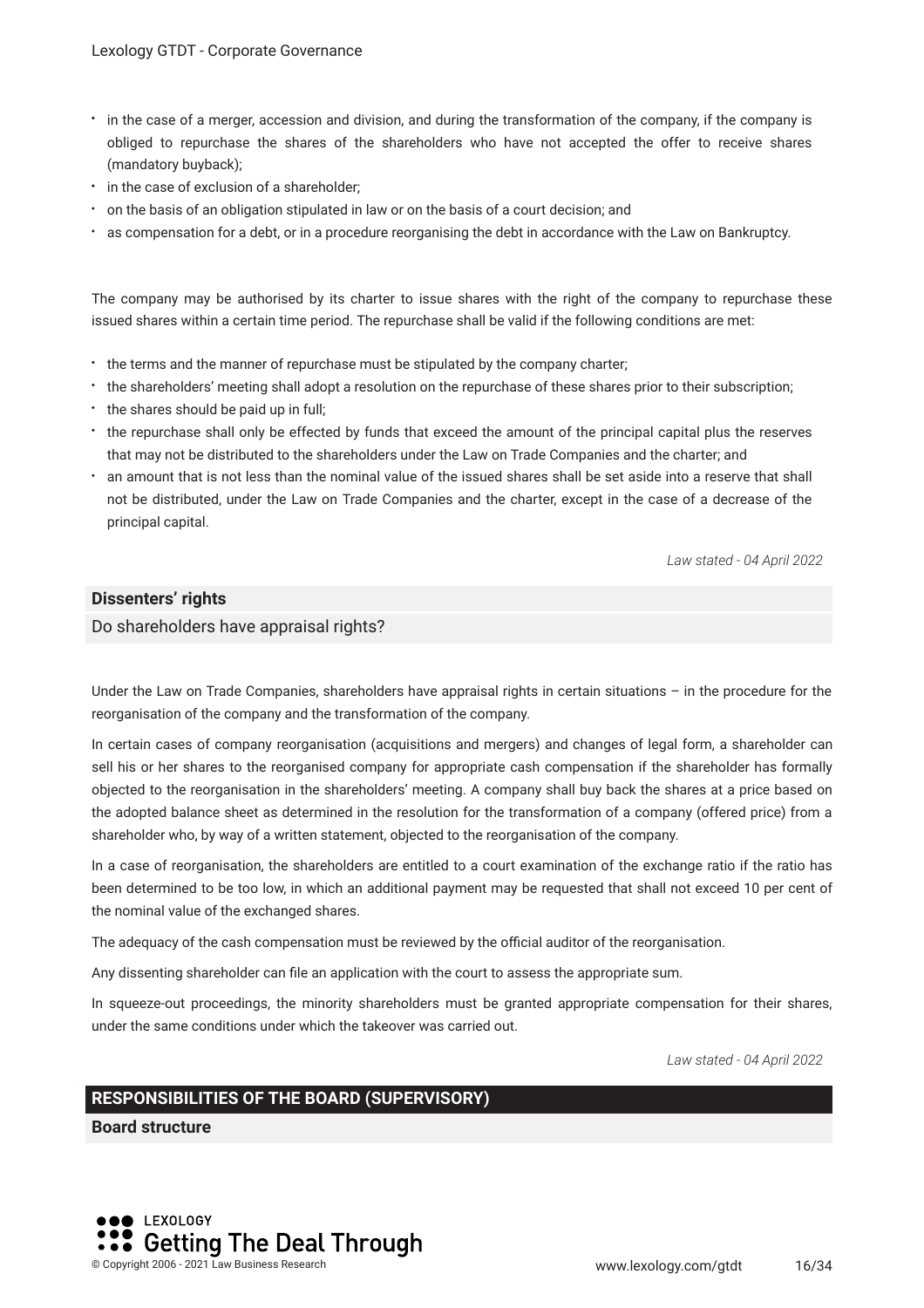- in the case of a merger, accession and division, and during the transformation of the company, if the company is obliged to repurchase the shares of the shareholders who have not accepted the offer to receive shares (mandatory buyback);
- in the case of exclusion of a shareholder;
- on the basis of an obligation stipulated in law or on the basis of a court decision; and
- as compensation for a debt, or in a procedure reorganising the debt in accordance with the Law on Bankruptcy.

The company may be authorised by its charter to issue shares with the right of the company to repurchase these issued shares within a certain time period. The repurchase shall be valid if the following conditions are met:

- the terms and the manner of repurchase must be stipulated by the company charter;
- the shareholders' meeting shall adopt a resolution on the repurchase of these shares prior to their subscription;
- the shares should be paid up in full;
- the repurchase shall only be effected by funds that exceed the amount of the principal capital plus the reserves that may not be distributed to the shareholders under the Law on Trade Companies and the charter; and
- an amount that is not less than the nominal value of the issued shares shall be set aside into a reserve that shall not be distributed, under the Law on Trade Companies and the charter, except in the case of a decrease of the principal capital.

*Law stated - 04 April 2022*

### Dissenters' rights

Do shareholders have appraisal rights?

Under the Law on Trade Companies, shareholders have appraisal rights in certain situations – in the procedure for the reorganisation of the company and the transformation of the company.

In certain cases of company reorganisation (acquisitions and mergers) and changes of legal form, a shareholder can sell his or her shares to the reorganised company for appropriate cash compensation if the shareholder has formally objected to the reorganisation in the shareholders' meeting. A company shall buy back the shares at a price based on the adopted balance sheet as determined in the resolution for the transformation of a company (offered price) from a shareholder who, by way of a written statement, objected to the reorganisation of the company.

In a case of reorganisation, the shareholders are entitled to a court examination of the exchange ratio if the ratio has been determined to be too low, in which an additional payment may be requested that shall not exceed 10 per cent of the nominal value of the exchanged shares.

The adequacy of the cash compensation must be reviewed by the official auditor of the reorganisation.

Any dissenting shareholder can file an application with the court to assess the appropriate sum.

In squeeze-out proceedings, the minority shareholders must be granted appropriate compensation for their shares, under the same conditions under which the takeover was carried out.

*Law stated - 04 April 2022*

## RESPONSIBILITIES OF THE BOARD (SUPERVISORY)

### Board structure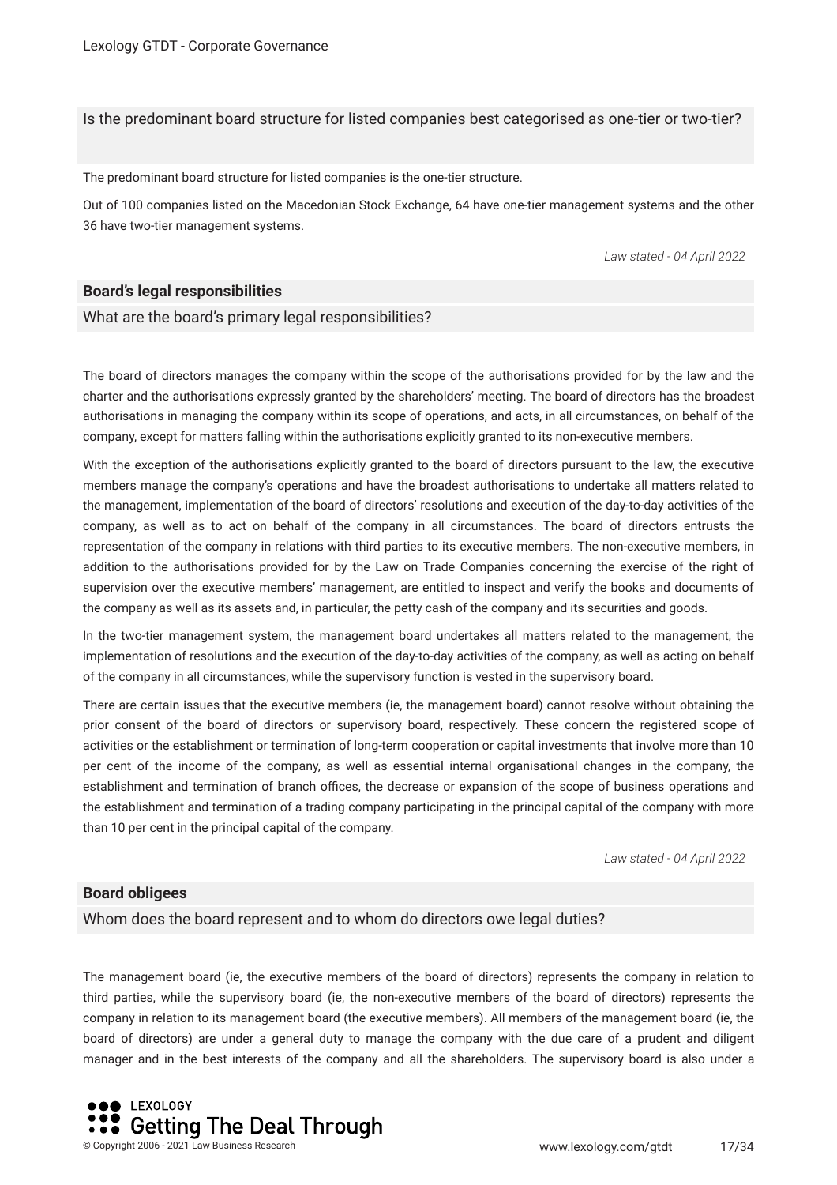Is the predominant board structure for listed companies best categorised as one-tier or two-tier?

The predominant board structure for listed companies is the one-tier structure.

Out of 100 companies listed on the Macedonian Stock Exchange, 64 have one-tier management systems and the other 36 have two-tier management systems.

*Law stated - 04 April 2022*

### Board's legal responsibilities

What are the board's primary legal responsibilities?

The board of directors manages the company within the scope of the authorisations provided for by the law and the charter and the authorisations expressly granted by the shareholders' meeting. The board of directors has the broadest authorisations in managing the company within its scope of operations, and acts, in all circumstances, on behalf of the company, except for matters falling within the authorisations explicitly granted to its non-executive members.

With the exception of the authorisations explicitly granted to the board of directors pursuant to the law, the executive members manage the company's operations and have the broadest authorisations to undertake all matters related to the management, implementation of the board of directors' resolutions and execution of the day-to-day activities of the company, as well as to act on behalf of the company in all circumstances. The board of directors entrusts the representation of the company in relations with third parties to its executive members. The non-executive members, in addition to the authorisations provided for by the Law on Trade Companies concerning the exercise of the right of supervision over the executive members' management, are entitled to inspect and verify the books and documents of the company as well as its assets and, in particular, the petty cash of the company and its securities and goods.

In the two-tier management system, the management board undertakes all matters related to the management, the implementation of resolutions and the execution of the day-to-day activities of the company, as well as acting on behalf of the company in all circumstances, while the supervisory function is vested in the supervisory board.

There are certain issues that the executive members (ie, the management board) cannot resolve without obtaining the prior consent of the board of directors or supervisory board, respectively. These concern the registered scope of activities or the establishment or termination of long-term cooperation or capital investments that involve more than 10 per cent of the income of the company, as well as essential internal organisational changes in the company, the establishment and termination of branch offices, the decrease or expansion of the scope of business operations and the establishment and termination of a trading company participating in the principal capital of the company with more than 10 per cent in the principal capital of the company.

*Law stated - 04 April 2022*

### Board obligees

Whom does the board represent and to whom do directors owe legal duties?

The management board (ie, the executive members of the board of directors) represents the company in relation to third parties, while the supervisory board (ie, the non-executive members of the board of directors) represents the company in relation to its management board (the executive members). All members of the management board (ie, the board of directors) are under a general duty to manage the company with the due care of a prudent and diligent manager and in the best interests of the company and all the shareholders. The supervisory board is also under a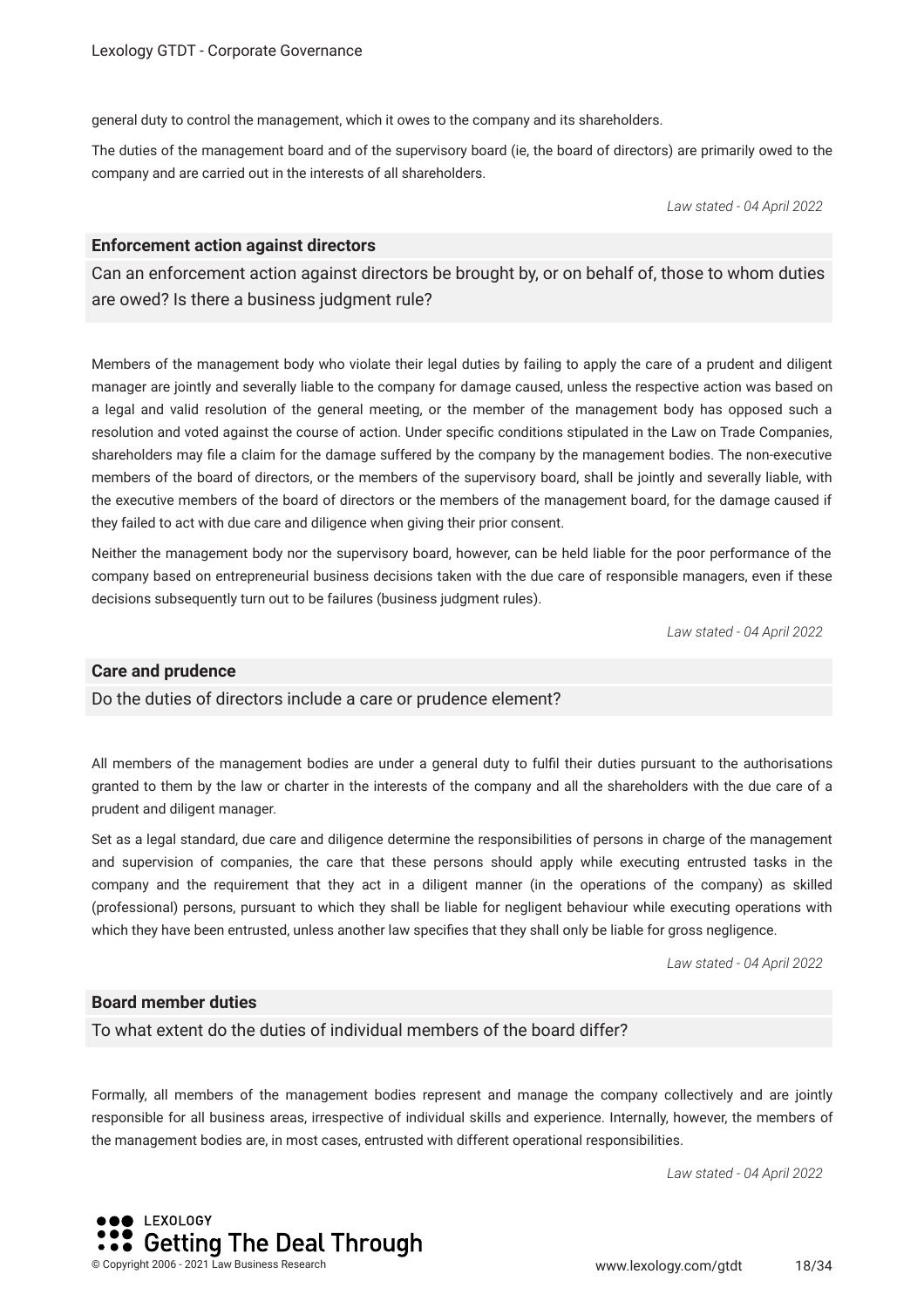general duty to control the management, which it owes to the company and its shareholders.

The duties of the management board and of the supervisory board (ie, the board of directors) are primarily owed to the company and are carried out in the interests of all shareholders.

*Law stated - 04 April 2022*

### Enforcement action against directors

Can an enforcement action against directors be brought by, or on behalf of, those to whom duties are owed? Is there a business judgment rule?

Members of the management body who violate their legal duties by failing to apply the care of a prudent and diligent manager are jointly and severally liable to the company for damage caused, unless the respective action was based on a legal and valid resolution of the general meeting, or the member of the management body has opposed such a resolution and voted against the course of action. Under specific conditions stipulated in the Law on Trade Companies, shareholders may file a claim for the damage suffered by the company by the management bodies. The non-executive members of the board of directors, or the members of the supervisory board, shall be jointly and severally liable, with the executive members of the board of directors or the members of the management board, for the damage caused if they failed to act with due care and diligence when giving their prior consent.

Neither the management body nor the supervisory board, however, can be held liable for the poor performance of the company based on entrepreneurial business decisions taken with the due care of responsible managers, even if these decisions subsequently turn out to be failures (business judgment rules).

*Law stated - 04 April 2022*

### Care and prudence

Do the duties of directors include a care or prudence element?

All members of the management bodies are under a general duty to fulfil their duties pursuant to the authorisations granted to them by the law or charter in the interests of the company and all the shareholders with the due care of a prudent and diligent manager.

Set as a legal standard, due care and diligence determine the responsibilities of persons in charge of the management and supervision of companies, the care that these persons should apply while executing entrusted tasks in the company and the requirement that they act in a diligent manner (in the operations of the company) as skilled (professional) persons, pursuant to which they shall be liable for negligent behaviour while executing operations with which they have been entrusted, unless another law specifies that they shall only be liable for gross negligence.

*Law stated - 04 April 2022*

### Board member duties

To what extent do the duties of individual members of the board differ?

Formally, all members of the management bodies represent and manage the company collectively and are jointly responsible for all business areas, irrespective of individual skills and experience. Internally, however, the members of the management bodies are, in most cases, entrusted with different operational responsibilities.

*Law stated - 04 April 2022*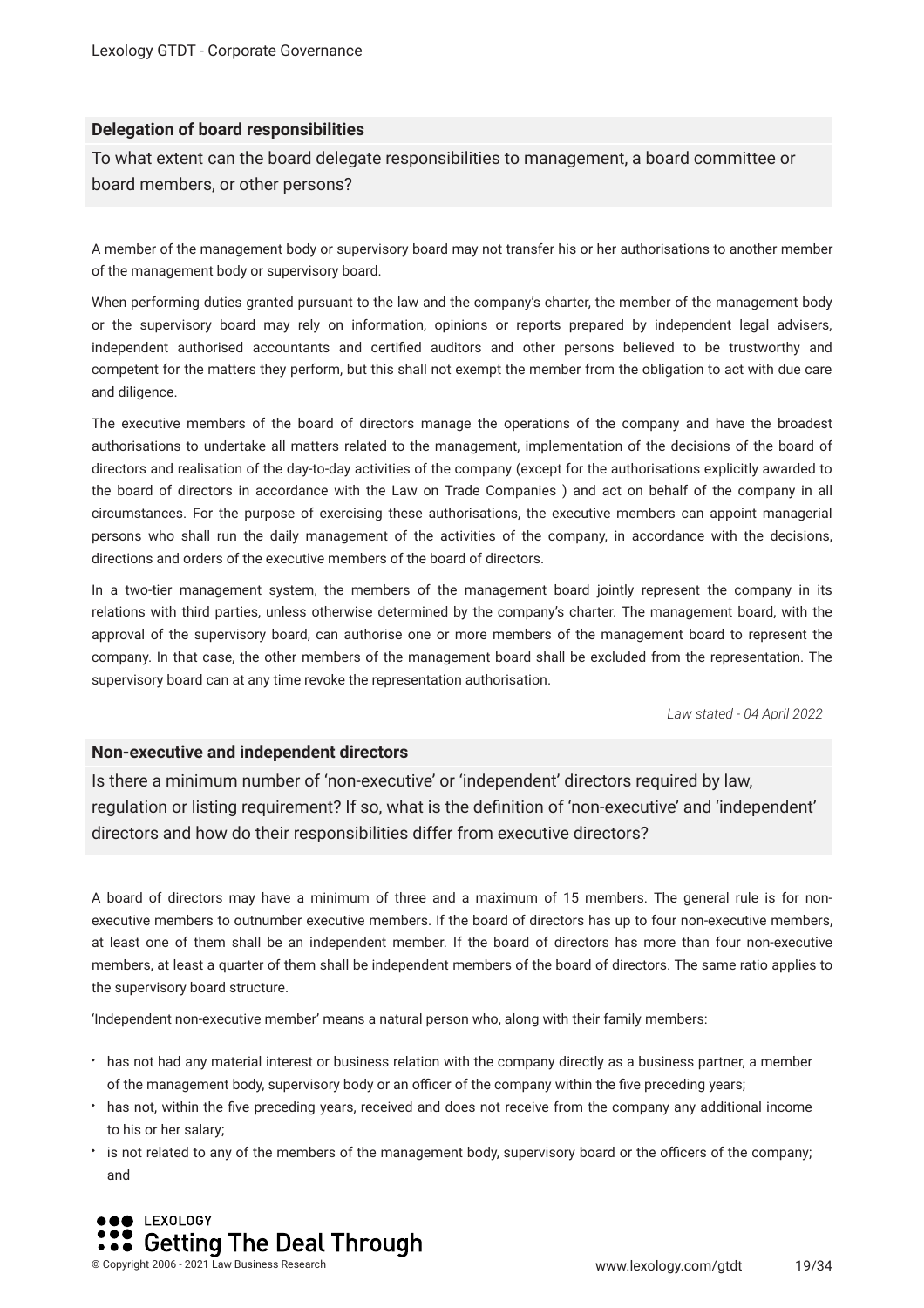### Delegation of board responsibilities

To what extent can the board delegate responsibilities to management, a board committee or board members, or other persons?

A member of the management body or supervisory board may not transfer his or her authorisations to another member of the management body or supervisory board.

When performing duties granted pursuant to the law and the company's charter, the member of the management body or the supervisory board may rely on information, opinions or reports prepared by independent legal advisers, independent authorised accountants and certified auditors and other persons believed to be trustworthy and competent for the matters they perform, but this shall not exempt the member from the obligation to act with due care and diligence.

The executive members of the board of directors manage the operations of the company and have the broadest authorisations to undertake all matters related to the management, implementation of the decisions of the board of directors and realisation of the day-to-day activities of the company (except for the authorisations explicitly awarded to the board of directors in accordance with the Law on Trade Companies ) and act on behalf of the company in all circumstances. For the purpose of exercising these authorisations, the executive members can appoint managerial persons who shall run the daily management of the activities of the company, in accordance with the decisions, directions and orders of the executive members of the board of directors.

In a two-tier management system, the members of the management board jointly represent the company in its relations with third parties, unless otherwise determined by the company's charter. The management board, with the approval of the supervisory board, can authorise one or more members of the management board to represent the company. In that case, the other members of the management board shall be excluded from the representation. The supervisory board can at any time revoke the representation authorisation.

*Law stated - 04 April 2022*

### Non-executive and independent directors

Is there a minimum number of 'non-executive' or 'independent' directors required by law, regulation or listing requirement? If so, what is the definition of 'non-executive' and 'independent' directors and how do their responsibilities differ from executive directors?

A board of directors may have a minimum of three and a maximum of 15 members. The general rule is for non-executive members to outnumber executive members. If the board of directors has up to four non-executive members, at least one of them shall be an independent member. If the board of directors has more than four non-executive members, at least a quarter of them shall be independent members of the board of directors. The same ratio applies to the supervisory board structure.

'Independent non-executive member' means a natural person who, along with their family members:

- has not had any material interest or business relation with the company directly as a business partner, a member of the management body, supervisory body or an officer of the company within the five preceding years;
- has not, within the five preceding years, received and does not receive from the company any additional income to his or her salary;
- is not related to any of the members of the management body, supervisory board or the officers of the company; and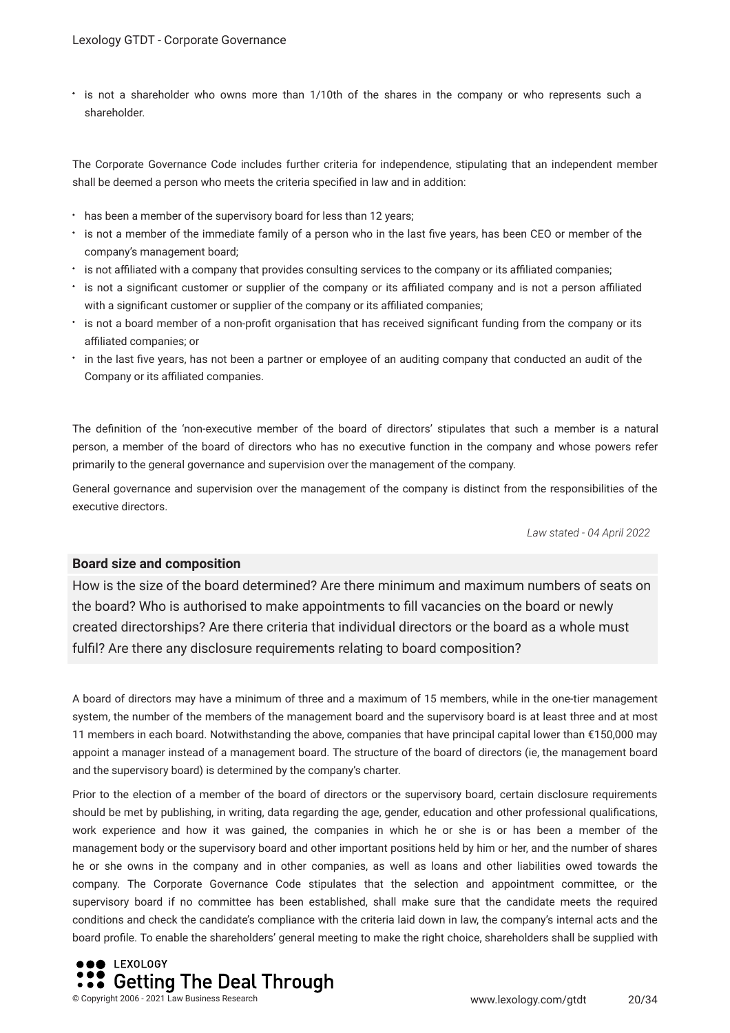- is not a shareholder who owns more than 1/10th of the shares in the company or who represents such a shareholder.

The Corporate Governance Code includes further criteria for independence, stipulating that an independent member shall be deemed a person who meets the criteria specified in law and in addition:

- has been a member of the supervisory board for less than 12 years;
- is not a member of the immediate family of a person who in the last five years, has been CEO or member of the company's management board;
- is not affiliated with a company that provides consulting services to the company or its affiliated companies;
- is not a significant customer or supplier of the company or its affiliated company and is not a person affiliated with a significant customer or supplier of the company or its affiliated companies;
- is not a board member of a non-profit organisation that has received significant funding from the company or its affiliated companies; or
- in the last five years, has not been a partner or employee of an auditing company that conducted an audit of the Company or its affiliated companies.

The definition of the 'non-executive member of the board of directors' stipulates that such a member is a natural person, a member of the board of directors who has no executive function in the company and whose powers refer primarily to the general governance and supervision over the management of the company.

General governance and supervision over the management of the company is distinct from the responsibilities of the executive directors.

*Law stated - 04 April 2022*

### Board size and composition

How is the size of the board determined? Are there minimum and maximum numbers of seats on the board? Who is authorised to make appointments to fill vacancies on the board or newly created directorships? Are there criteria that individual directors or the board as a whole must fulfil? Are there any disclosure requirements relating to board composition?

A board of directors may have a minimum of three and a maximum of 15 members, while in the one-tier management system, the number of the members of the management board and the supervisory board is at least three and at most 11 members in each board. Notwithstanding the above, companies that have principal capital lower than €150,000 may appoint a manager instead of a management board. The structure of the board of directors (ie, the management board and the supervisory board) is determined by the company's charter.

Prior to the election of a member of the board of directors or the supervisory board, certain disclosure requirements should be met by publishing, in writing, data regarding the age, gender, education and other professional qualifications, work experience and how it was gained, the companies in which he or she is or has been a member of the management body or the supervisory board and other important positions held by him or her, and the number of shares he or she owns in the company and in other companies, as well as loans and other liabilities owed towards the company. The Corporate Governance Code stipulates that the selection and appointment committee, or the supervisory board if no committee has been established, shall make sure that the candidate meets the required conditions and check the candidate's compliance with the criteria laid down in law, the company's internal acts and the board profile. To enable the shareholders' general meeting to make the right choice, shareholders shall be supplied with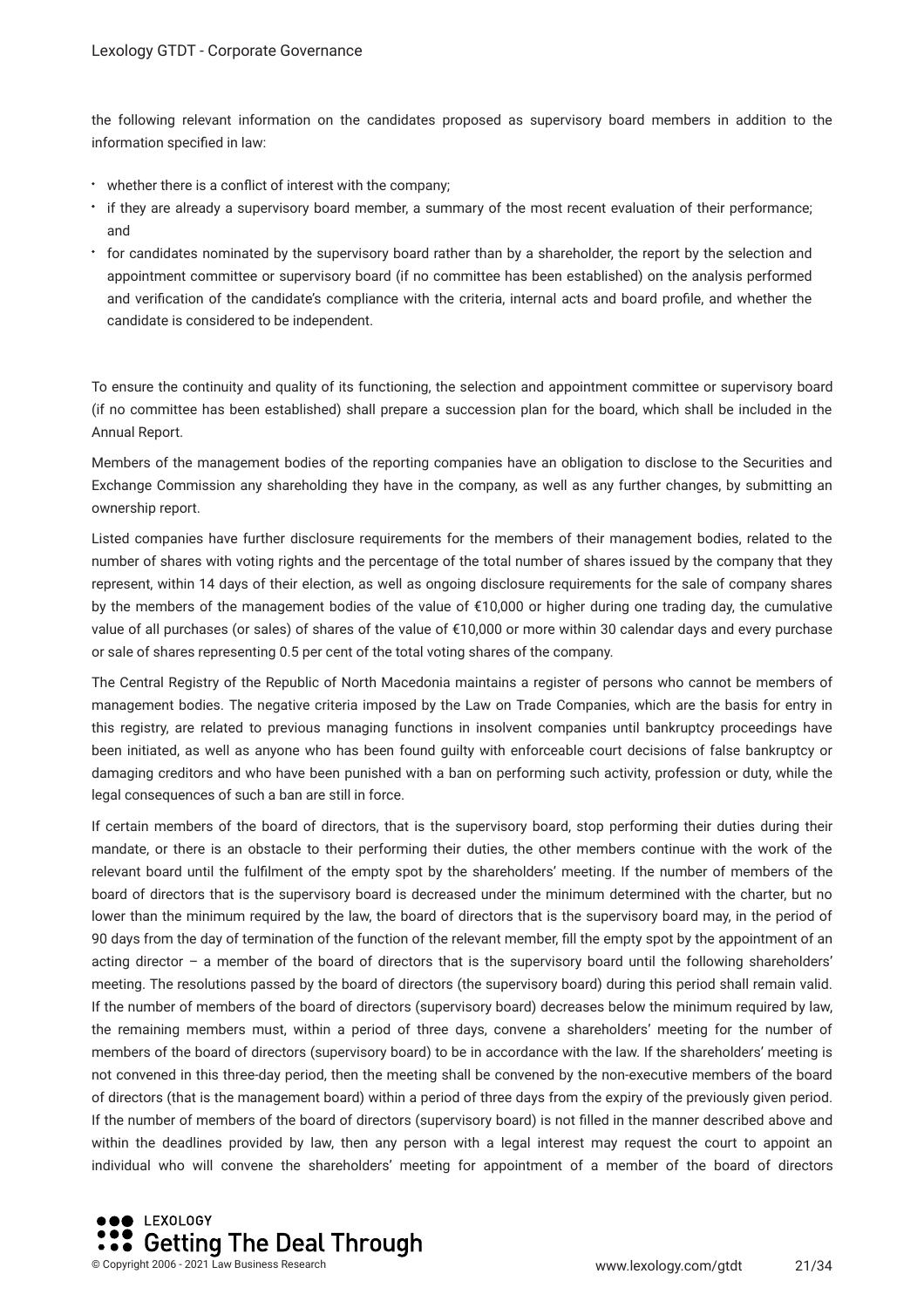the following relevant information on the candidates proposed as supervisory board members in addition to the information specified in law:

- whether there is a conflict of interest with the company;
- if they are already a supervisory board member, a summary of the most recent evaluation of their performance; and
- for candidates nominated by the supervisory board rather than by a shareholder, the report by the selection and appointment committee or supervisory board (if no committee has been established) on the analysis performed and verification of the candidate's compliance with the criteria, internal acts and board profile, and whether the candidate is considered to be independent.

To ensure the continuity and quality of its functioning, the selection and appointment committee or supervisory board (if no committee has been established) shall prepare a succession plan for the board, which shall be included in the Annual Report.

Members of the management bodies of the reporting companies have an obligation to disclose to the Securities and Exchange Commission any shareholding they have in the company, as well as any further changes, by submitting an ownership report.

Listed companies have further disclosure requirements for the members of their management bodies, related to the number of shares with voting rights and the percentage of the total number of shares issued by the company that they represent, within 14 days of their election, as well as ongoing disclosure requirements for the sale of company shares by the members of the management bodies of the value of €10,000 or higher during one trading day, the cumulative value of all purchases (or sales) of shares of the value of €10,000 or more within 30 calendar days and every purchase or sale of shares representing 0.5 per cent of the total voting shares of the company.

The Central Registry of the Republic of North Macedonia maintains a register of persons who cannot be members of management bodies. The negative criteria imposed by the Law on Trade Companies, which are the basis for entry in this registry, are related to previous managing functions in insolvent companies until bankruptcy proceedings have been initiated, as well as anyone who has been found guilty with enforceable court decisions of false bankruptcy or damaging creditors and who have been punished with a ban on performing such activity, profession or duty, while the legal consequences of such a ban are still in force.

If certain members of the board of directors, that is the supervisory board, stop performing their duties during their mandate, or there is an obstacle to their performing their duties, the other members continue with the work of the relevant board until the fulfilment of the empty spot by the shareholders' meeting. If the number of members of the board of directors that is the supervisory board is decreased under the minimum determined with the charter, but no lower than the minimum required by the law, the board of directors that is the supervisory board may, in the period of 90 days from the day of termination of the function of the relevant member, fill the empty spot by the appointment of an acting director – a member of the board of directors that is the supervisory board until the following shareholders' meeting. The resolutions passed by the board of directors (the supervisory board) during this period shall remain valid. If the number of members of the board of directors (supervisory board) decreases below the minimum required by law, the remaining members must, within a period of three days, convene a shareholders' meeting for the number of members of the board of directors (supervisory board) to be in accordance with the law. If the shareholders' meeting is not convened in this three-day period, then the meeting shall be convened by the non-executive members of the board of directors (that is the management board) within a period of three days from the expiry of the previously given period. If the number of members of the board of directors (supervisory board) is not filled in the manner described above and within the deadlines provided by law, then any person with a legal interest may request the court to appoint an individual who will convene the shareholders' meeting for appointment of a member of the board of directors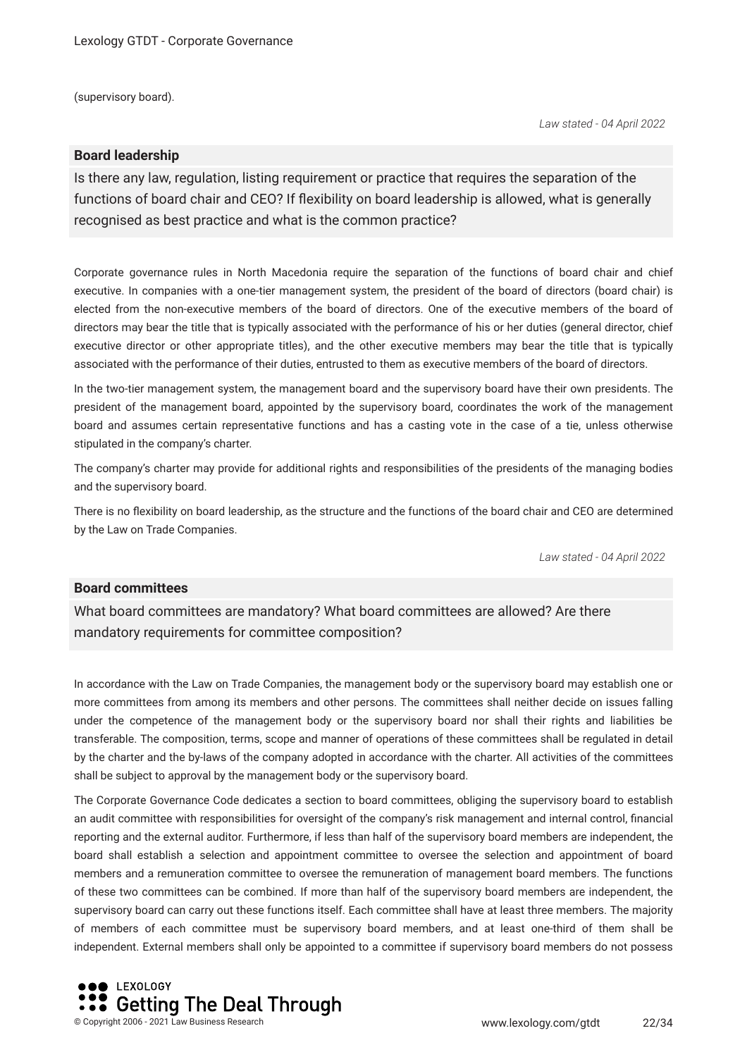(supervisory board).

*Law stated - 04 April 2022*

## Board leadership

Is there any law, regulation, listing requirement or practice that requires the separation of the functions of board chair and CEO? If flexibility on board leadership is allowed, what is generally recognised as best practice and what is the common practice?

Corporate governance rules in North Macedonia require the separation of the functions of board chair and chief executive. In companies with a one-tier management system, the president of the board of directors (board chair) is elected from the non-executive members of the board of directors. One of the executive members of the board of directors may bear the title that is typically associated with the performance of his or her duties (general director, chief executive director or other appropriate titles), and the other executive members may bear the title that is typically associated with the performance of their duties, entrusted to them as executive members of the board of directors.

In the two-tier management system, the management board and the supervisory board have their own presidents. The president of the management board, appointed by the supervisory board, coordinates the work of the management board and assumes certain representative functions and has a casting vote in the case of a tie, unless otherwise stipulated in the company's charter.

The company's charter may provide for additional rights and responsibilities of the presidents of the managing bodies and the supervisory board.

There is no flexibility on board leadership, as the structure and the functions of the board chair and CEO are determined by the Law on Trade Companies.

*Law stated - 04 April 2022*

## Board committees

What board committees are mandatory? What board committees are allowed? Are there mandatory requirements for committee composition?

In accordance with the Law on Trade Companies, the management body or the supervisory board may establish one or more committees from among its members and other persons. The committees shall neither decide on issues falling under the competence of the management body or the supervisory board nor shall their rights and liabilities be transferable. The composition, terms, scope and manner of operations of these committees shall be regulated in detail by the charter and the by-laws of the company adopted in accordance with the charter. All activities of the committees shall be subject to approval by the management body or the supervisory board.

The Corporate Governance Code dedicates a section to board committees, obliging the supervisory board to establish an audit committee with responsibilities for oversight of the company's risk management and internal control, financial reporting and the external auditor. Furthermore, if less than half of the supervisory board members are independent, the board shall establish a selection and appointment committee to oversee the selection and appointment of board members and a remuneration committee to oversee the remuneration of management board members. The functions of these two committees can be combined. If more than half of the supervisory board members are independent, the supervisory board can carry out these functions itself. Each committee shall have at least three members. The majority of members of each committee must be supervisory board members, and at least one-third of them shall be independent. External members shall only be appointed to a committee if supervisory board members do not possess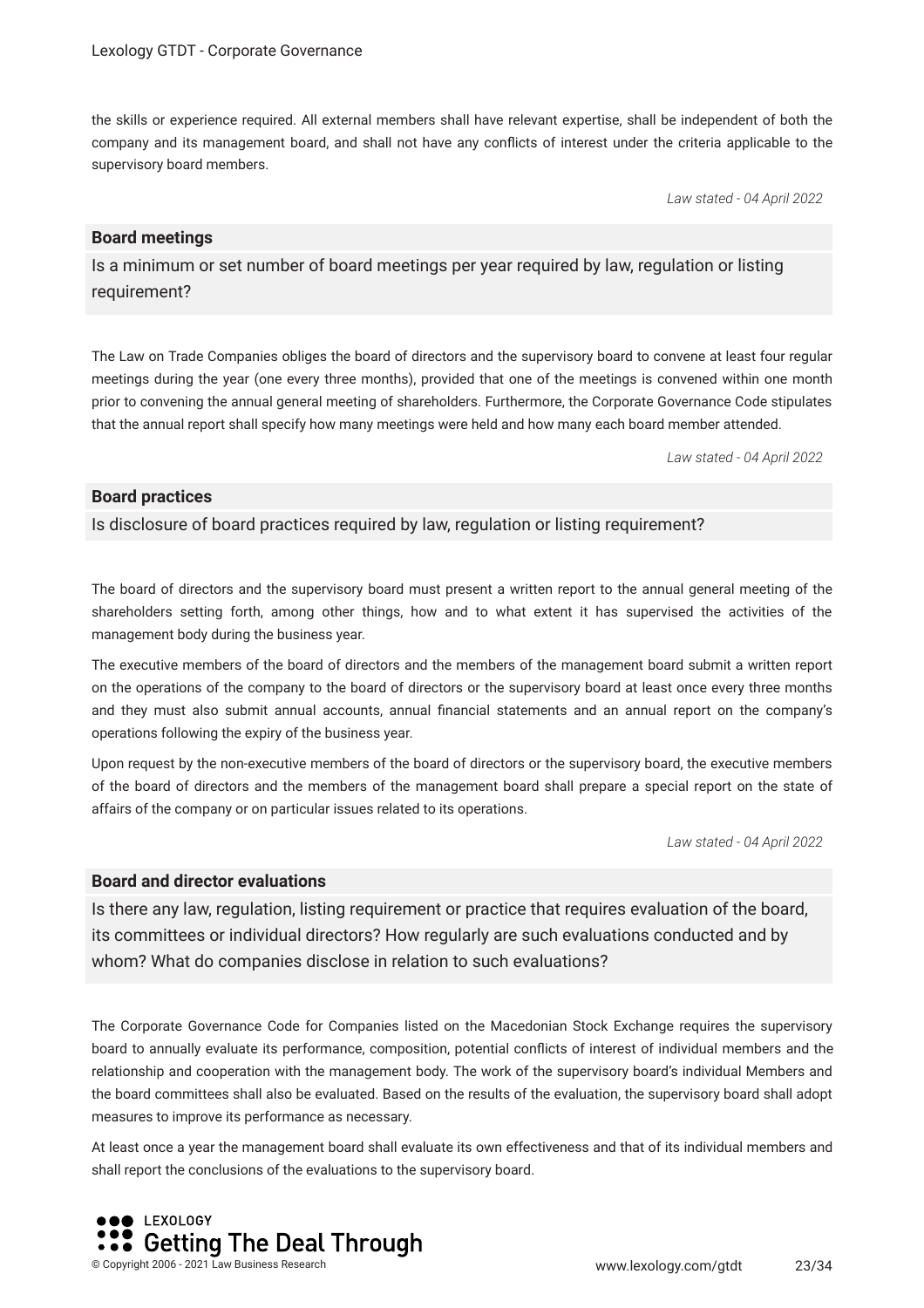the skills or experience required. All external members shall have relevant expertise, shall be independent of both the company and its management board, and shall not have any conflicts of interest under the criteria applicable to the supervisory board members.

*Law stated - 04 April 2022*

### Board meetings

Is a minimum or set number of board meetings per year required by law, regulation or listing requirement?

The Law on Trade Companies obliges the board of directors and the supervisory board to convene at least four regular meetings during the year (one every three months), provided that one of the meetings is convened within one month prior to convening the annual general meeting of shareholders. Furthermore, the Corporate Governance Code stipulates that the annual report shall specify how many meetings were held and how many each board member attended.

*Law stated - 04 April 2022*

### Board practices

Is disclosure of board practices required by law, regulation or listing requirement?

The board of directors and the supervisory board must present a written report to the annual general meeting of the shareholders setting forth, among other things, how and to what extent it has supervised the activities of the management body during the business year.

The executive members of the board of directors and the members of the management board submit a written report on the operations of the company to the board of directors or the supervisory board at least once every three months and they must also submit annual accounts, annual financial statements and an annual report on the company's operations following the expiry of the business year.

Upon request by the non-executive members of the board of directors or the supervisory board, the executive members of the board of directors and the members of the management board shall prepare a special report on the state of affairs of the company or on particular issues related to its operations.

*Law stated - 04 April 2022*

### Board and director evaluations

Is there any law, regulation, listing requirement or practice that requires evaluation of the board, its committees or individual directors? How regularly are such evaluations conducted and by whom? What do companies disclose in relation to such evaluations?

The Corporate Governance Code for Companies listed on the Macedonian Stock Exchange requires the supervisory board to annually evaluate its performance, composition, potential conflicts of interest of individual members and the relationship and cooperation with the management body. The work of the supervisory board's individual Members and the board committees shall also be evaluated. Based on the results of the evaluation, the supervisory board shall adopt measures to improve its performance as necessary.

At least once a year the management board shall evaluate its own effectiveness and that of its individual members and shall report the conclusions of the evaluations to the supervisory board.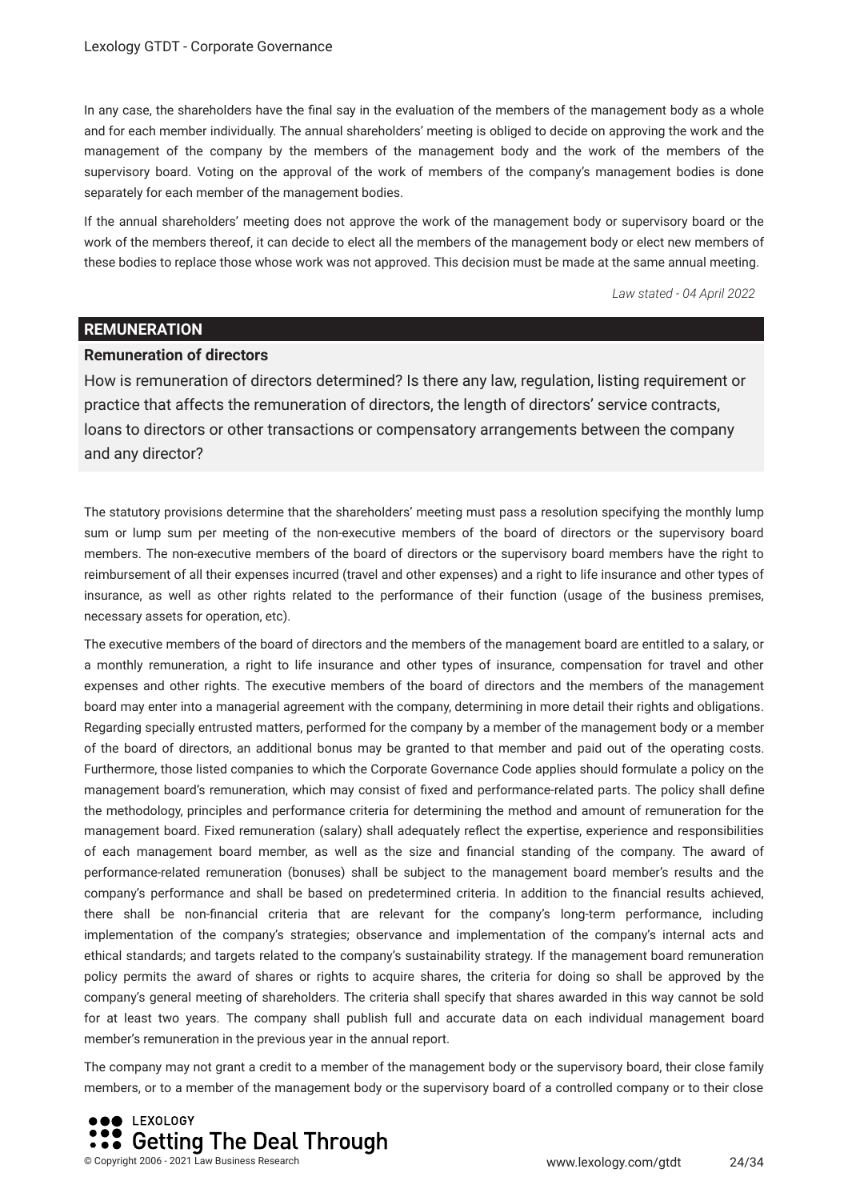In any case, the shareholders have the final say in the evaluation of the members of the management body as a whole and for each member individually. The annual shareholders' meeting is obliged to decide on approving the work and the management of the company by the members of the management body and the work of the members of the supervisory board. Voting on the approval of the work of members of the company's management bodies is done separately for each member of the management bodies.

If the annual shareholders' meeting does not approve the work of the management body or supervisory board or the work of the members thereof, it can decide to elect all the members of the management body or elect new members of these bodies to replace those whose work was not approved. This decision must be made at the same annual meeting.

*Law stated - 04 April 2022*

## REMUNERATION

### Remuneration of directors

How is remuneration of directors determined? Is there any law, regulation, listing requirement or practice that affects the remuneration of directors, the length of directors' service contracts, loans to directors or other transactions or compensatory arrangements between the company and any director?

The statutory provisions determine that the shareholders' meeting must pass a resolution specifying the monthly lump sum or lump sum per meeting of the non-executive members of the board of directors or the supervisory board members. The non-executive members of the board of directors or the supervisory board members have the right to reimbursement of all their expenses incurred (travel and other expenses) and a right to life insurance and other types of insurance, as well as other rights related to the performance of their function (usage of the business premises, necessary assets for operation, etc).

The executive members of the board of directors and the members of the management board are entitled to a salary, or a monthly remuneration, a right to life insurance and other types of insurance, compensation for travel and other expenses and other rights. The executive members of the board of directors and the members of the management board may enter into a managerial agreement with the company, determining in more detail their rights and obligations. Regarding specially entrusted matters, performed for the company by a member of the management body or a member of the board of directors, an additional bonus may be granted to that member and paid out of the operating costs. Furthermore, those listed companies to which the Corporate Governance Code applies should formulate a policy on the management board's remuneration, which may consist of fixed and performance-related parts. The policy shall define the methodology, principles and performance criteria for determining the method and amount of remuneration for the management board. Fixed remuneration (salary) shall adequately reflect the expertise, experience and responsibilities of each management board member, as well as the size and financial standing of the company. The award of performance-related remuneration (bonuses) shall be subject to the management board member's results and the company's performance and shall be based on predetermined criteria. In addition to the financial results achieved, there shall be non-financial criteria that are relevant for the company's long-term performance, including implementation of the company's strategies; observance and implementation of the company's internal acts and ethical standards; and targets related to the company's sustainability strategy. If the management board remuneration policy permits the award of shares or rights to acquire shares, the criteria for doing so shall be approved by the company's general meeting of shareholders. The criteria shall specify that shares awarded in this way cannot be sold for at least two years. The company shall publish full and accurate data on each individual management board member's remuneration in the previous year in the annual report.

The company may not grant a credit to a member of the management body or the supervisory board, their close family members, or to a member of the management body or the supervisory board of a controlled company or to their close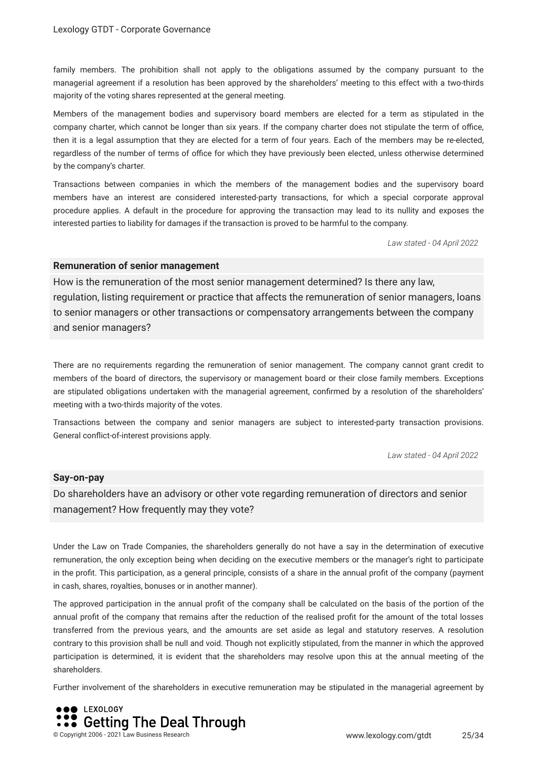family members. The prohibition shall not apply to the obligations assumed by the company pursuant to the managerial agreement if a resolution has been approved by the shareholders' meeting to this effect with a two-thirds majority of the voting shares represented at the general meeting.

Members of the management bodies and supervisory board members are elected for a term as stipulated in the company charter, which cannot be longer than six years. If the company charter does not stipulate the term of office, then it is a legal assumption that they are elected for a term of four years. Each of the members may be re-elected, regardless of the number of terms of office for which they have previously been elected, unless otherwise determined by the company's charter.

Transactions between companies in which the members of the management bodies and the supervisory board members have an interest are considered interested-party transactions, for which a special corporate approval procedure applies. A default in the procedure for approving the transaction may lead to its nullity and exposes the interested parties to liability for damages if the transaction is proved to be harmful to the company.

*Law stated - 04 April 2022*

### Remuneration of senior management

How is the remuneration of the most senior management determined? Is there any law, regulation, listing requirement or practice that affects the remuneration of senior managers, loans to senior managers or other transactions or compensatory arrangements between the company and senior managers?

There are no requirements regarding the remuneration of senior management. The company cannot grant credit to members of the board of directors, the supervisory or management board or their close family members. Exceptions are stipulated obligations undertaken with the managerial agreement, confirmed by a resolution of the shareholders' meeting with a two-thirds majority of the votes.

Transactions between the company and senior managers are subject to interested-party transaction provisions. General conflict-of-interest provisions apply.

*Law stated - 04 April 2022*

### Say-on-pay

Do shareholders have an advisory or other vote regarding remuneration of directors and senior management? How frequently may they vote?

Under the Law on Trade Companies, the shareholders generally do not have a say in the determination of executive remuneration, the only exception being when deciding on the executive members or the manager's right to participate in the profit. This participation, as a general principle, consists of a share in the annual profit of the company (payment in cash, shares, royalties, bonuses or in another manner).

The approved participation in the annual profit of the company shall be calculated on the basis of the portion of the annual profit of the company that remains after the reduction of the realised profit for the amount of the total losses transferred from the previous years, and the amounts are set aside as legal and statutory reserves. A resolution contrary to this provision shall be null and void. Though not explicitly stipulated, from the manner in which the approved participation is determined, it is evident that the shareholders may resolve upon this at the annual meeting of the shareholders.

Further involvement of the shareholders in executive remuneration may be stipulated in the managerial agreement by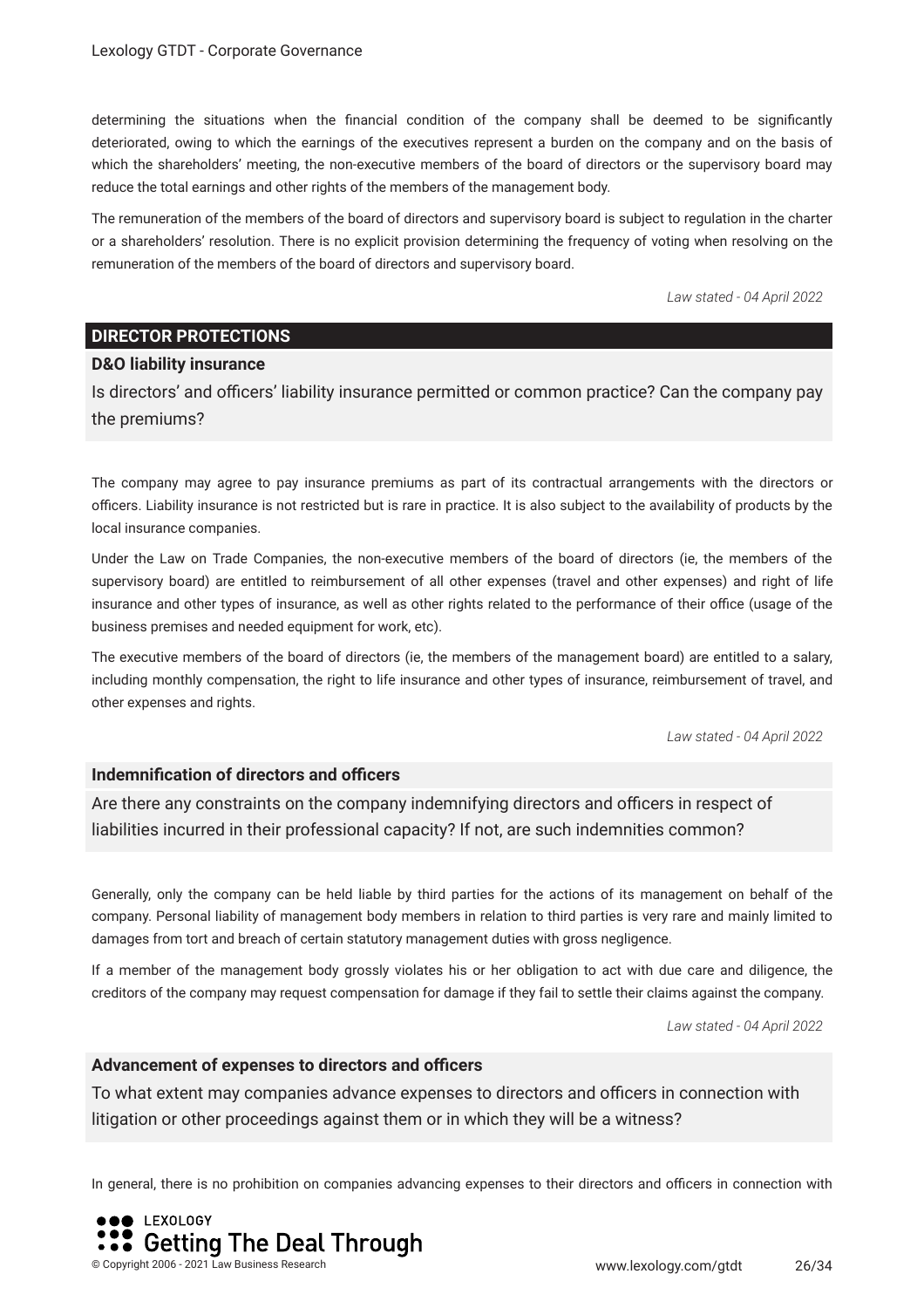determining the situations when the financial condition of the company shall be deemed to be significantly deteriorated, owing to which the earnings of the executives represent a burden on the company and on the basis of which the shareholders' meeting, the non-executive members of the board of directors or the supervisory board may reduce the total earnings and other rights of the members of the management body.

The remuneration of the members of the board of directors and supervisory board is subject to regulation in the charter or a shareholders' resolution. There is no explicit provision determining the frequency of voting when resolving on the remuneration of the members of the board of directors and supervisory board.

*Law stated - 04 April 2022*

## DIRECTOR PROTECTIONS

### D&O liability insurance

Is directors' and officers' liability insurance permitted or common practice? Can the company pay the premiums?

The company may agree to pay insurance premiums as part of its contractual arrangements with the directors or officers. Liability insurance is not restricted but is rare in practice. It is also subject to the availability of products by the local insurance companies.

Under the Law on Trade Companies, the non-executive members of the board of directors (ie, the members of the supervisory board) are entitled to reimbursement of all other expenses (travel and other expenses) and right of life insurance and other types of insurance, as well as other rights related to the performance of their office (usage of the business premises and needed equipment for work, etc).

The executive members of the board of directors (ie, the members of the management board) are entitled to a salary, including monthly compensation, the right to life insurance and other types of insurance, reimbursement of travel, and other expenses and rights.

*Law stated - 04 April 2022*

### Indemnification of directors and officers

Are there any constraints on the company indemnifying directors and officers in respect of liabilities incurred in their professional capacity? If not, are such indemnities common?

Generally, only the company can be held liable by third parties for the actions of its management on behalf of the company. Personal liability of management body members in relation to third parties is very rare and mainly limited to damages from tort and breach of certain statutory management duties with gross negligence.

If a member of the management body grossly violates his or her obligation to act with due care and diligence, the creditors of the company may request compensation for damage if they fail to settle their claims against the company.

*Law stated - 04 April 2022*

### Advancement of expenses to directors and officers

To what extent may companies advance expenses to directors and officers in connection with litigation or other proceedings against them or in which they will be a witness?

In general, there is no prohibition on companies advancing expenses to their directors and officers in connection with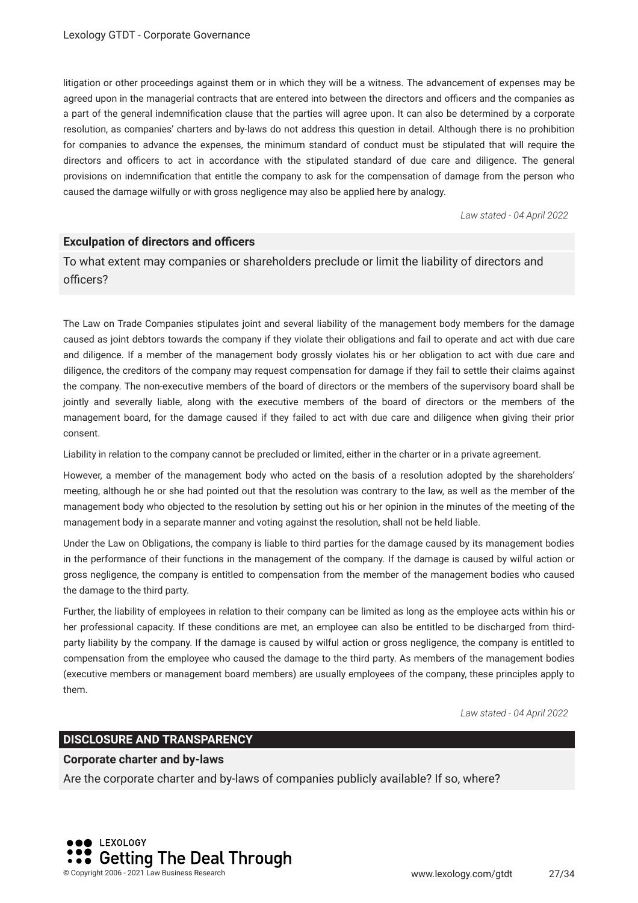litigation or other proceedings against them or in which they will be a witness. The advancement of expenses may be agreed upon in the managerial contracts that are entered into between the directors and officers and the companies as a part of the general indemnification clause that the parties will agree upon. It can also be determined by a corporate resolution, as companies' charters and by-laws do not address this question in detail. Although there is no prohibition for companies to advance the expenses, the minimum standard of conduct must be stipulated that will require the directors and officers to act in accordance with the stipulated standard of due care and diligence. The general provisions on indemnification that entitle the company to ask for the compensation of damage from the person who caused the damage wilfully or with gross negligence may also be applied here by analogy.

*Law stated - 04 April 2022*

**Exculpation of directors and officers**

To what extent may companies or shareholders preclude or limit the liability of directors and officers?

The Law on Trade Companies stipulates joint and several liability of the management body members for the damage caused as joint debtors towards the company if they violate their obligations and fail to operate and act with due care and diligence. If a member of the management body grossly violates his or her obligation to act with due care and diligence, the creditors of the company may request compensation for damage if they fail to settle their claims against the company. The non-executive members of the board of directors or the members of the supervisory board shall be jointly and severally liable, along with the executive members of the board of directors or the members of the management board, for the damage caused if they failed to act with due care and diligence when giving their prior consent.

Liability in relation to the company cannot be precluded or limited, either in the charter or in a private agreement.

However, a member of the management body who acted on the basis of a resolution adopted by the shareholders' meeting, although he or she had pointed out that the resolution was contrary to the law, as well as the member of the management body who objected to the resolution by setting out his or her opinion in the minutes of the meeting of the management body in a separate manner and voting against the resolution, shall not be held liable.

Under the Law on Obligations, the company is liable to third parties for the damage caused by its management bodies in the performance of their functions in the management of the company. If the damage is caused by wilful action or gross negligence, the company is entitled to compensation from the member of the management bodies who caused the damage to the third party.

Further, the liability of employees in relation to their company can be limited as long as the employee acts within his or her professional capacity. If these conditions are met, an employee can also be entitled to be discharged from third-party liability by the company. If the damage is caused by wilful action or gross negligence, the company is entitled to compensation from the employee who caused the damage to the third party. As members of the management bodies (executive members or management board members) are usually employees of the company, these principles apply to them.

*Law stated - 04 April 2022*

## DISCLOSURE AND TRANSPARENCY

**Corporate charter and by-laws**

Are the corporate charter and by-laws of companies publicly available? If so, where?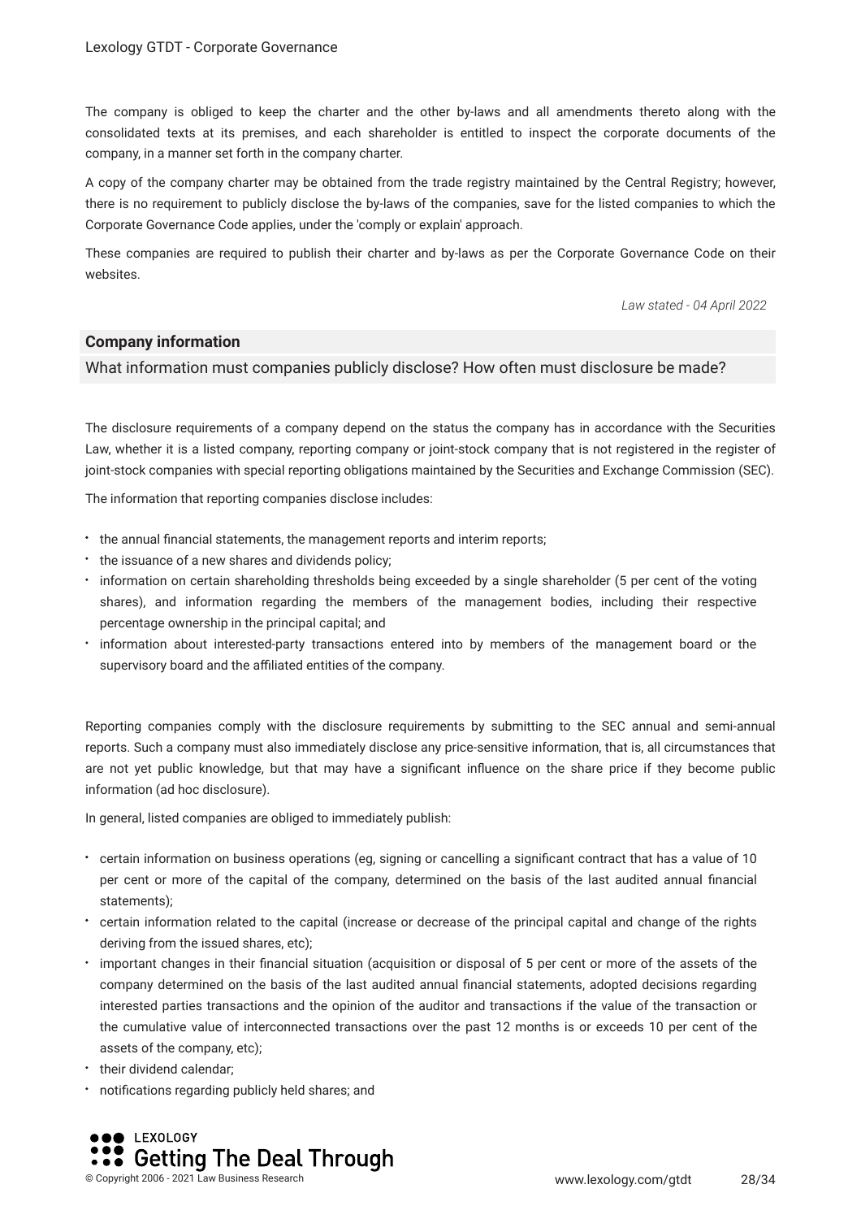The company is obliged to keep the charter and the other by-laws and all amendments thereto along with the consolidated texts at its premises, and each shareholder is entitled to inspect the corporate documents of the company, in a manner set forth in the company charter.

A copy of the company charter may be obtained from the trade registry maintained by the Central Registry; however, there is no requirement to publicly disclose the by-laws of the companies, save for the listed companies to which the Corporate Governance Code applies, under the 'comply or explain' approach.

These companies are required to publish their charter and by-laws as per the Corporate Governance Code on their websites.

*Law stated - 04 April 2022*

**Company information**

What information must companies publicly disclose? How often must disclosure be made?

The disclosure requirements of a company depend on the status the company has in accordance with the Securities Law, whether it is a listed company, reporting company or joint-stock company that is not registered in the register of joint-stock companies with special reporting obligations maintained by the Securities and Exchange Commission (SEC).

The information that reporting companies disclose includes:

- the annual financial statements, the management reports and interim reports;
- the issuance of a new shares and dividends policy;
- information on certain shareholding thresholds being exceeded by a single shareholder (5 per cent of the voting shares), and information regarding the members of the management bodies, including their respective percentage ownership in the principal capital; and
- information about interested-party transactions entered into by members of the management board or the supervisory board and the affiliated entities of the company.

Reporting companies comply with the disclosure requirements by submitting to the SEC annual and semi-annual reports. Such a company must also immediately disclose any price-sensitive information, that is, all circumstances that are not yet public knowledge, but that may have a significant influence on the share price if they become public information (ad hoc disclosure).

In general, listed companies are obliged to immediately publish:

- certain information on business operations (eg, signing or cancelling a significant contract that has a value of 10 per cent or more of the capital of the company, determined on the basis of the last audited annual financial statements);
- certain information related to the capital (increase or decrease of the principal capital and change of the rights deriving from the issued shares, etc);
- important changes in their financial situation (acquisition or disposal of 5 per cent or more of the assets of the company determined on the basis of the last audited annual financial statements, adopted decisions regarding interested parties transactions and the opinion of the auditor and transactions if the value of the transaction or the cumulative value of interconnected transactions over the past 12 months is or exceeds 10 per cent of the assets of the company, etc);
- their dividend calendar;
- notifications regarding publicly held shares; and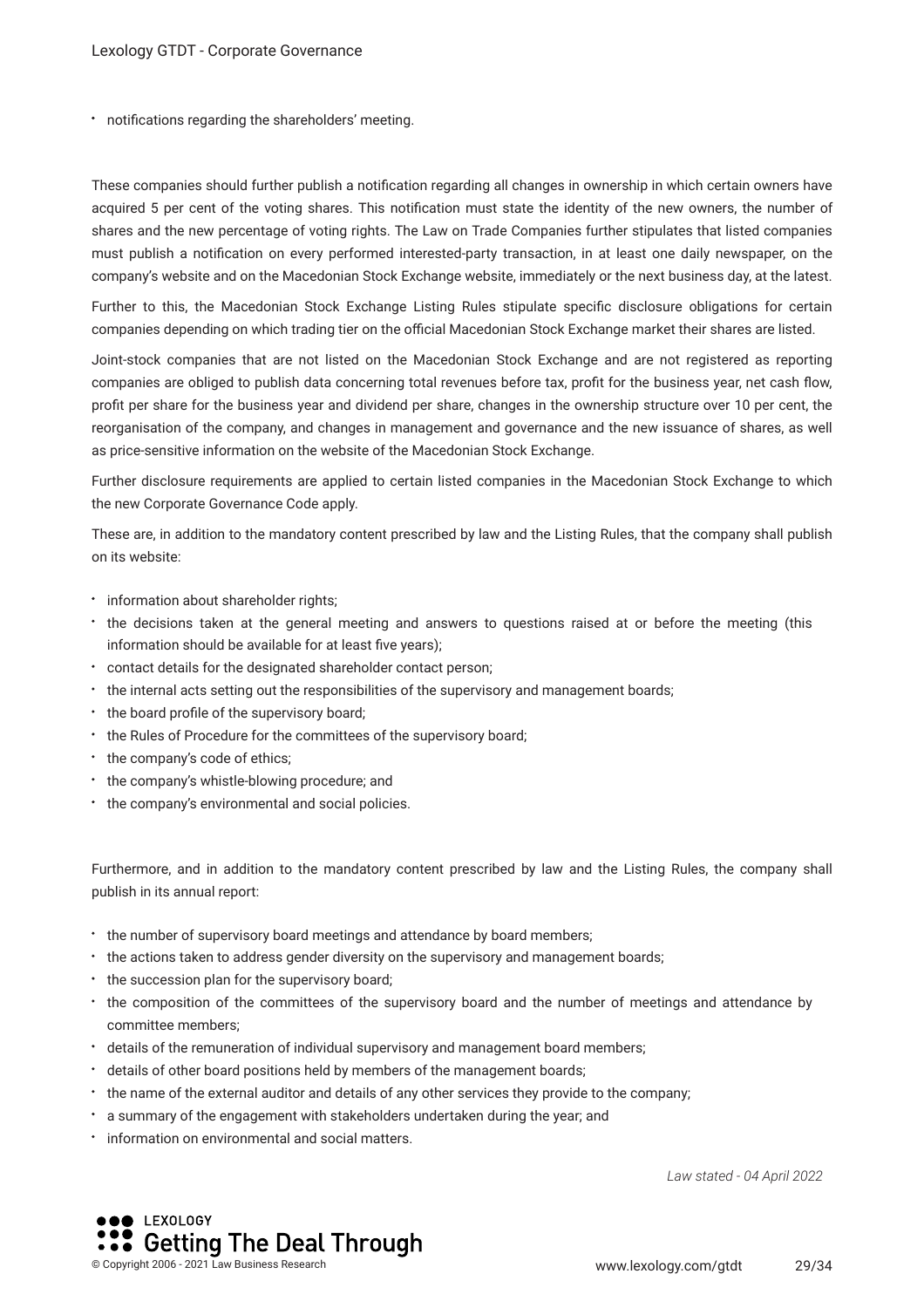- notifications regarding the shareholders' meeting.

These companies should further publish a notification regarding all changes in ownership in which certain owners have acquired 5 per cent of the voting shares. This notification must state the identity of the new owners, the number of shares and the new percentage of voting rights. The Law on Trade Companies further stipulates that listed companies must publish a notification on every performed interested-party transaction, in at least one daily newspaper, on the company's website and on the Macedonian Stock Exchange website, immediately or the next business day, at the latest.

Further to this, the Macedonian Stock Exchange Listing Rules stipulate specific disclosure obligations for certain companies depending on which trading tier on the official Macedonian Stock Exchange market their shares are listed.

Joint-stock companies that are not listed on the Macedonian Stock Exchange and are not registered as reporting companies are obliged to publish data concerning total revenues before tax, profit for the business year, net cash flow, profit per share for the business year and dividend per share, changes in the ownership structure over 10 per cent, the reorganisation of the company, and changes in management and governance and the new issuance of shares, as well as price-sensitive information on the website of the Macedonian Stock Exchange.

Further disclosure requirements are applied to certain listed companies in the Macedonian Stock Exchange to which the new Corporate Governance Code apply.

These are, in addition to the mandatory content prescribed by law and the Listing Rules, that the company shall publish on its website:

- information about shareholder rights;
- the decisions taken at the general meeting and answers to questions raised at or before the meeting (this information should be available for at least five years);
- contact details for the designated shareholder contact person;
- the internal acts setting out the responsibilities of the supervisory and management boards;
- the board profile of the supervisory board;
- the Rules of Procedure for the committees of the supervisory board;
- the company's code of ethics;
- the company's whistle-blowing procedure; and
- the company's environmental and social policies.

Furthermore, and in addition to the mandatory content prescribed by law and the Listing Rules, the company shall publish in its annual report:

- the number of supervisory board meetings and attendance by board members;
- the actions taken to address gender diversity on the supervisory and management boards;
- the succession plan for the supervisory board;
- the composition of the committees of the supervisory board and the number of meetings and attendance by committee members;
- details of the remuneration of individual supervisory and management board members;
- details of other board positions held by members of the management boards;
- the name of the external auditor and details of any other services they provide to the company;
- a summary of the engagement with stakeholders undertaken during the year; and
- information on environmental and social matters.

*Law stated - 04 April 2022*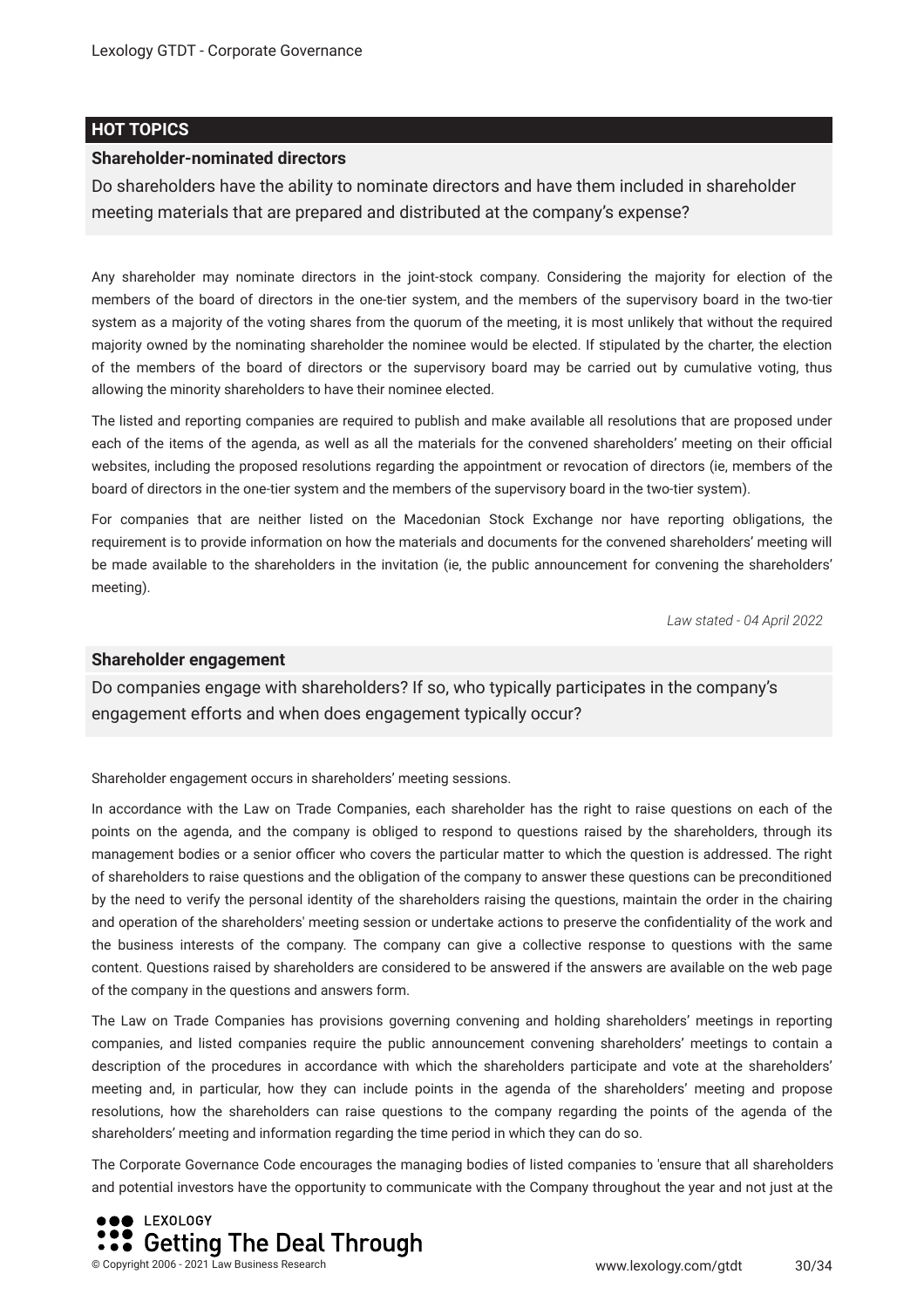## HOT TOPICS

### Shareholder-nominated directors

Do shareholders have the ability to nominate directors and have them included in shareholder meeting materials that are prepared and distributed at the company's expense?

Any shareholder may nominate directors in the joint-stock company. Considering the majority for election of the members of the board of directors in the one-tier system, and the members of the supervisory board in the two-tier system as a majority of the voting shares from the quorum of the meeting, it is most unlikely that without the required majority owned by the nominating shareholder the nominee would be elected. If stipulated by the charter, the election of the members of the board of directors or the supervisory board may be carried out by cumulative voting, thus allowing the minority shareholders to have their nominee elected.

The listed and reporting companies are required to publish and make available all resolutions that are proposed under each of the items of the agenda, as well as all the materials for the convened shareholders' meeting on their official websites, including the proposed resolutions regarding the appointment or revocation of directors (ie, members of the board of directors in the one-tier system and the members of the supervisory board in the two-tier system).

For companies that are neither listed on the Macedonian Stock Exchange nor have reporting obligations, the requirement is to provide information on how the materials and documents for the convened shareholders' meeting will be made available to the shareholders in the invitation (ie, the public announcement for convening the shareholders' meeting).

*Law stated - 04 April 2022*

### Shareholder engagement

Do companies engage with shareholders? If so, who typically participates in the company's engagement efforts and when does engagement typically occur?

Shareholder engagement occurs in shareholders' meeting sessions.

In accordance with the Law on Trade Companies, each shareholder has the right to raise questions on each of the points on the agenda, and the company is obliged to respond to questions raised by the shareholders, through its management bodies or a senior officer who covers the particular matter to which the question is addressed. The right of shareholders to raise questions and the obligation of the company to answer these questions can be preconditioned by the need to verify the personal identity of the shareholders raising the questions, maintain the order in the chairing and operation of the shareholders' meeting session or undertake actions to preserve the confidentiality of the work and the business interests of the company. The company can give a collective response to questions with the same content. Questions raised by shareholders are considered to be answered if the answers are available on the web page of the company in the questions and answers form.

The Law on Trade Companies has provisions governing convening and holding shareholders' meetings in reporting companies, and listed companies require the public announcement convening shareholders' meetings to contain a description of the procedures in accordance with which the shareholders participate and vote at the shareholders' meeting and, in particular, how they can include points in the agenda of the shareholders' meeting and propose resolutions, how the shareholders can raise questions to the company regarding the points of the agenda of the shareholders' meeting and information regarding the time period in which they can do so.

The Corporate Governance Code encourages the managing bodies of listed companies to 'ensure that all shareholders and potential investors have the opportunity to communicate with the Company throughout the year and not just at the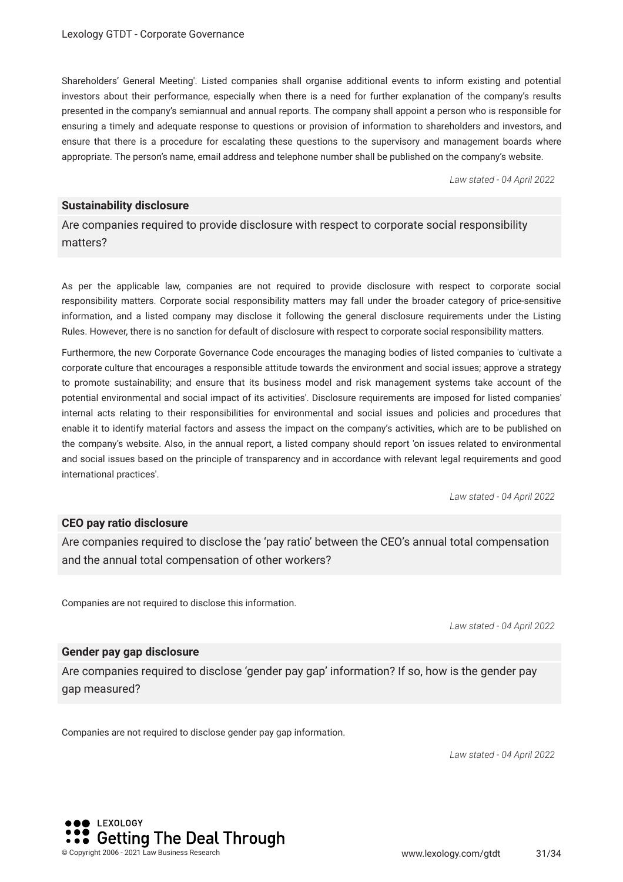Shareholders' General Meeting'. Listed companies shall organise additional events to inform existing and potential investors about their performance, especially when there is a need for further explanation of the company's results presented in the company's semiannual and annual reports. The company shall appoint a person who is responsible for ensuring a timely and adequate response to questions or provision of information to shareholders and investors, and ensure that there is a procedure for escalating these questions to the supervisory and management boards where appropriate. The person's name, email address and telephone number shall be published on the company's website.

*Law stated - 04 April 2022*

**Sustainability disclosure**

Are companies required to provide disclosure with respect to corporate social responsibility matters?

As per the applicable law, companies are not required to provide disclosure with respect to corporate social responsibility matters. Corporate social responsibility matters may fall under the broader category of price-sensitive information, and a listed company may disclose it following the general disclosure requirements under the Listing Rules. However, there is no sanction for default of disclosure with respect to corporate social responsibility matters.

Furthermore, the new Corporate Governance Code encourages the managing bodies of listed companies to 'cultivate a corporate culture that encourages a responsible attitude towards the environment and social issues; approve a strategy to promote sustainability; and ensure that its business model and risk management systems take account of the potential environmental and social impact of its activities'. Disclosure requirements are imposed for listed companies' internal acts relating to their responsibilities for environmental and social issues and policies and procedures that enable it to identify material factors and assess the impact on the company's activities, which are to be published on the company's website. Also, in the annual report, a listed company should report 'on issues related to environmental and social issues based on the principle of transparency and in accordance with relevant legal requirements and good international practices'.

*Law stated - 04 April 2022*

**CEO pay ratio disclosure**

Are companies required to disclose the 'pay ratio' between the CEO's annual total compensation and the annual total compensation of other workers?

Companies are not required to disclose this information.

*Law stated - 04 April 2022*

**Gender pay gap disclosure**

Are companies required to disclose 'gender pay gap' information? If so, how is the gender pay gap measured?

Companies are not required to disclose gender pay gap information.

*Law stated - 04 April 2022*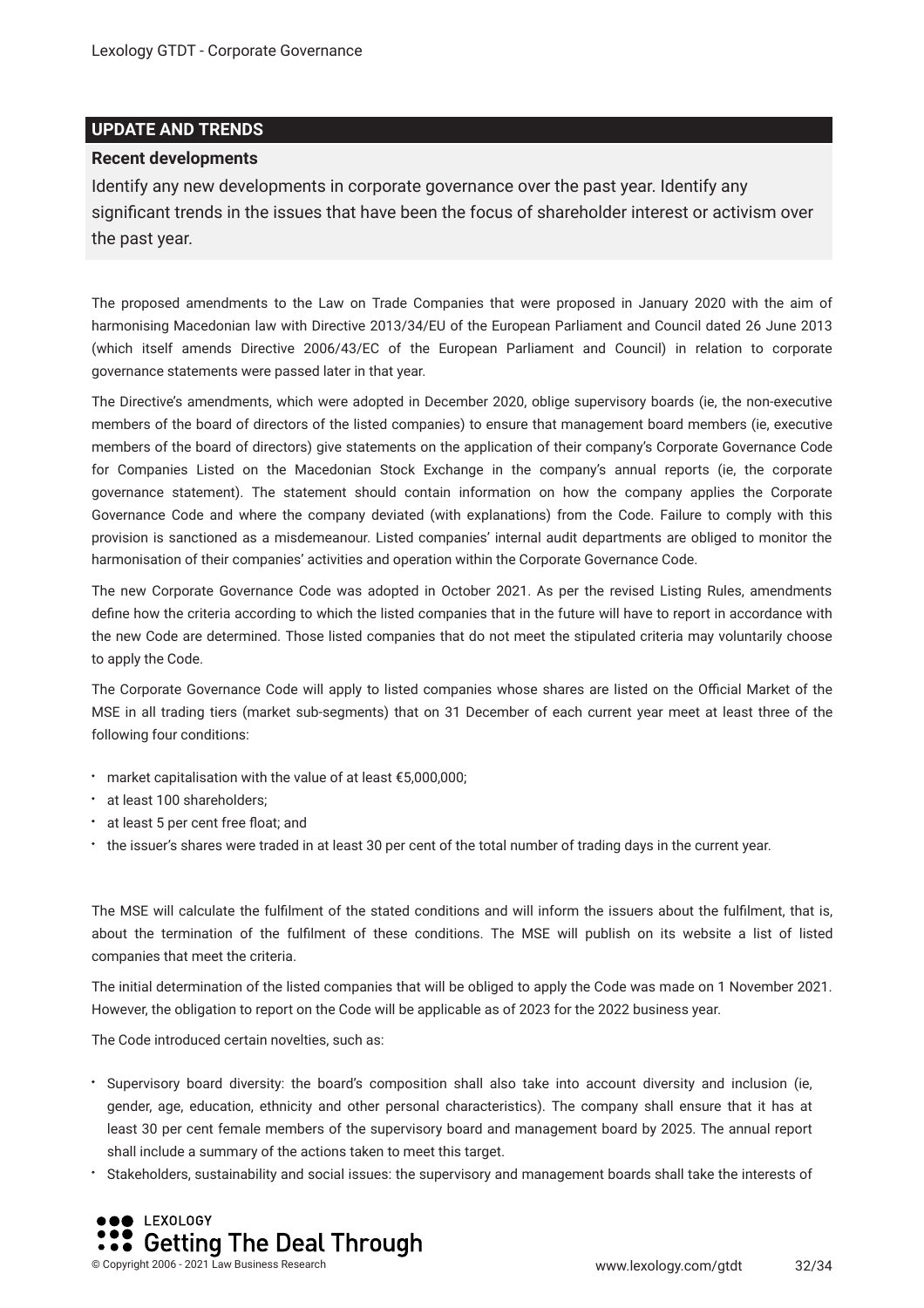## UPDATE AND TRENDS

### Recent developments

Identify any new developments in corporate governance over the past year. Identify any significant trends in the issues that have been the focus of shareholder interest or activism over the past year.

The proposed amendments to the Law on Trade Companies that were proposed in January 2020 with the aim of harmonising Macedonian law with Directive 2013/34/EU of the European Parliament and Council dated 26 June 2013 (which itself amends Directive 2006/43/EC of the European Parliament and Council) in relation to corporate governance statements were passed later in that year.

The Directive's amendments, which were adopted in December 2020, oblige supervisory boards (ie, the non-executive members of the board of directors of the listed companies) to ensure that management board members (ie, executive members of the board of directors) give statements on the application of their company's Corporate Governance Code for Companies Listed on the Macedonian Stock Exchange in the company's annual reports (ie, the corporate governance statement). The statement should contain information on how the company applies the Corporate Governance Code and where the company deviated (with explanations) from the Code. Failure to comply with this provision is sanctioned as a misdemeanour. Listed companies' internal audit departments are obliged to monitor the harmonisation of their companies' activities and operation within the Corporate Governance Code.

The new Corporate Governance Code was adopted in October 2021. As per the revised Listing Rules, amendments define how the criteria according to which the listed companies that in the future will have to report in accordance with the new Code are determined. Those listed companies that do not meet the stipulated criteria may voluntarily choose to apply the Code.

The Corporate Governance Code will apply to listed companies whose shares are listed on the Official Market of the MSE in all trading tiers (market sub-segments) that on 31 December of each current year meet at least three of the following four conditions:

- market capitalisation with the value of at least €5,000,000;
- at least 100 shareholders;
- at least 5 per cent free float; and
- the issuer's shares were traded in at least 30 per cent of the total number of trading days in the current year.

The MSE will calculate the fulfilment of the stated conditions and will inform the issuers about the fulfilment, that is, about the termination of the fulfilment of these conditions. The MSE will publish on its website a list of listed companies that meet the criteria.

The initial determination of the listed companies that will be obliged to apply the Code was made on 1 November 2021. However, the obligation to report on the Code will be applicable as of 2023 for the 2022 business year.

The Code introduced certain novelties, such as:

- Supervisory board diversity: the board's composition shall also take into account diversity and inclusion (ie, gender, age, education, ethnicity and other personal characteristics). The company shall ensure that it has at least 30 per cent female members of the supervisory board and management board by 2025. The annual report shall include a summary of the actions taken to meet this target.
- Stakeholders, sustainability and social issues: the supervisory and management boards shall take the interests of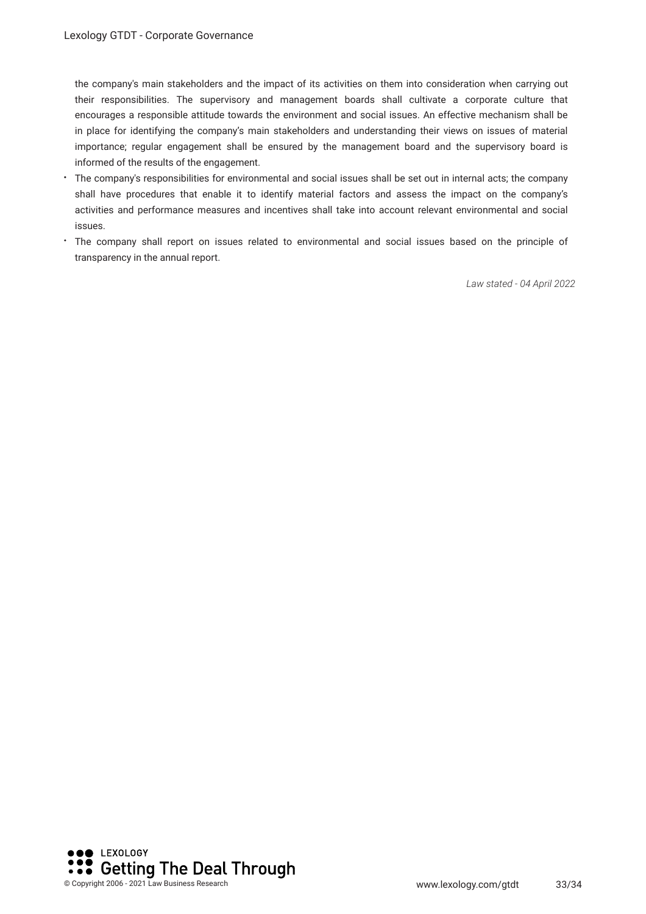the company's main stakeholders and the impact of its activities on them into consideration when carrying out their responsibilities. The supervisory and management boards shall cultivate a corporate culture that encourages a responsible attitude towards the environment and social issues. An effective mechanism shall be in place for identifying the company's main stakeholders and understanding their views on issues of material importance; regular engagement shall be ensured by the management board and the supervisory board is informed of the results of the engagement.

- The company's responsibilities for environmental and social issues shall be set out in internal acts; the company shall have procedures that enable it to identify material factors and assess the impact on the company's activities and performance measures and incentives shall take into account relevant environmental and social issues.
- The company shall report on issues related to environmental and social issues based on the principle of transparency in the annual report.

*Law stated - 04 April 2022*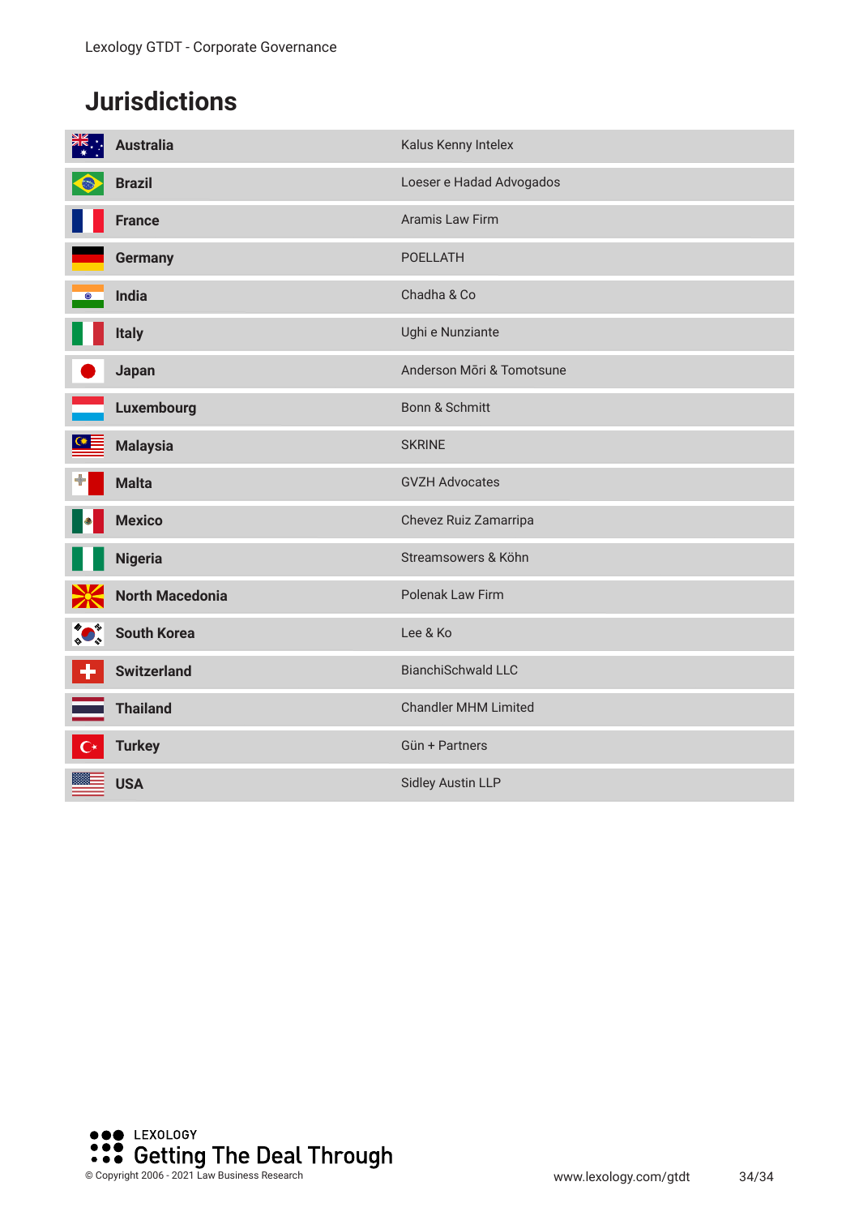# Jurisdictions

| | |
|---|---|
| **Australia** | Kalus Kenny Intelex |
| **Brazil** | Loeser e Hadad Advogados |
| **France** | Aramis Law Firm |
| **Germany** | POELLATH |
| **India** | Chadha & Co |
| **Italy** | Ughi e Nunziante |
| **Japan** | Anderson Mōri & Tomotsune |
| **Luxembourg** | Bonn & Schmitt |
| **Malaysia** | SKRINE |
| **Malta** | GVZH Advocates |
| **Mexico** | Chevez Ruiz Zamarripa |
| **Nigeria** | Streamsowers & Köhn |
| **North Macedonia** | Polenak Law Firm |
| **South Korea** | Lee & Ko |
| **Switzerland** | BianchiSchwald LLC |
| **Thailand** | Chandler MHM Limited |
| **Turkey** | Gün + Partners |
| **USA** | Sidley Austin LLP |